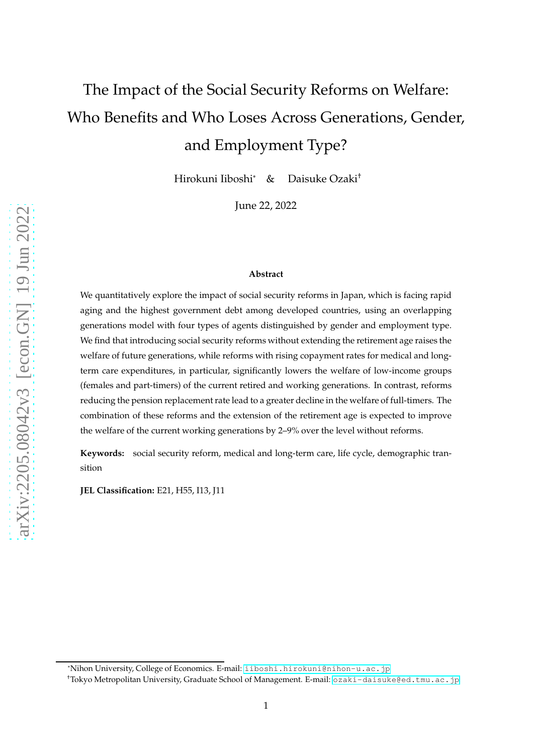# The Impact of the Social Security Reforms on Welfare: Who Benefits and Who Loses Across Generations, Gender, and Employment Type?

Hirokuni Iiboshi[*] & Daisuke Ozaki[†]

June 22, 2022

### Abstract

We quantitatively explore the impact of social security reforms in Japan, which is facing rapid aging and the highest government debt among developed countries, using an overlapping generations model with four types of agents distinguished by gender and employment type. We find that introducing social security reforms without extending the retirement age raises the welfare of future generations, while reforms with rising copayment rates for medical and long-term care expenditures, in particular, significantly lowers the welfare of low-income groups (females and part-timers) of the current retired and working generations. In contrast, reforms reducing the pension replacement rate lead to a greater decline in the welfare of full-timers. The combination of these reforms and the extension of the retirement age is expected to improve the welfare of the current working generations by 2–9% over the level without reforms.

**Keywords:** social security reform, medical and long-term care, life cycle, demographic transition

**JEL Classification:** E21, H55, I13, J11

[*] Nihon University, College of Economics. E-mail: iiboshi.hirokuni@nihon-u.ac.jp

[†] Tokyo Metropolitan University, Graduate School of Management. E-mail: ozaki-daisuke@ed.tmu.ac.jp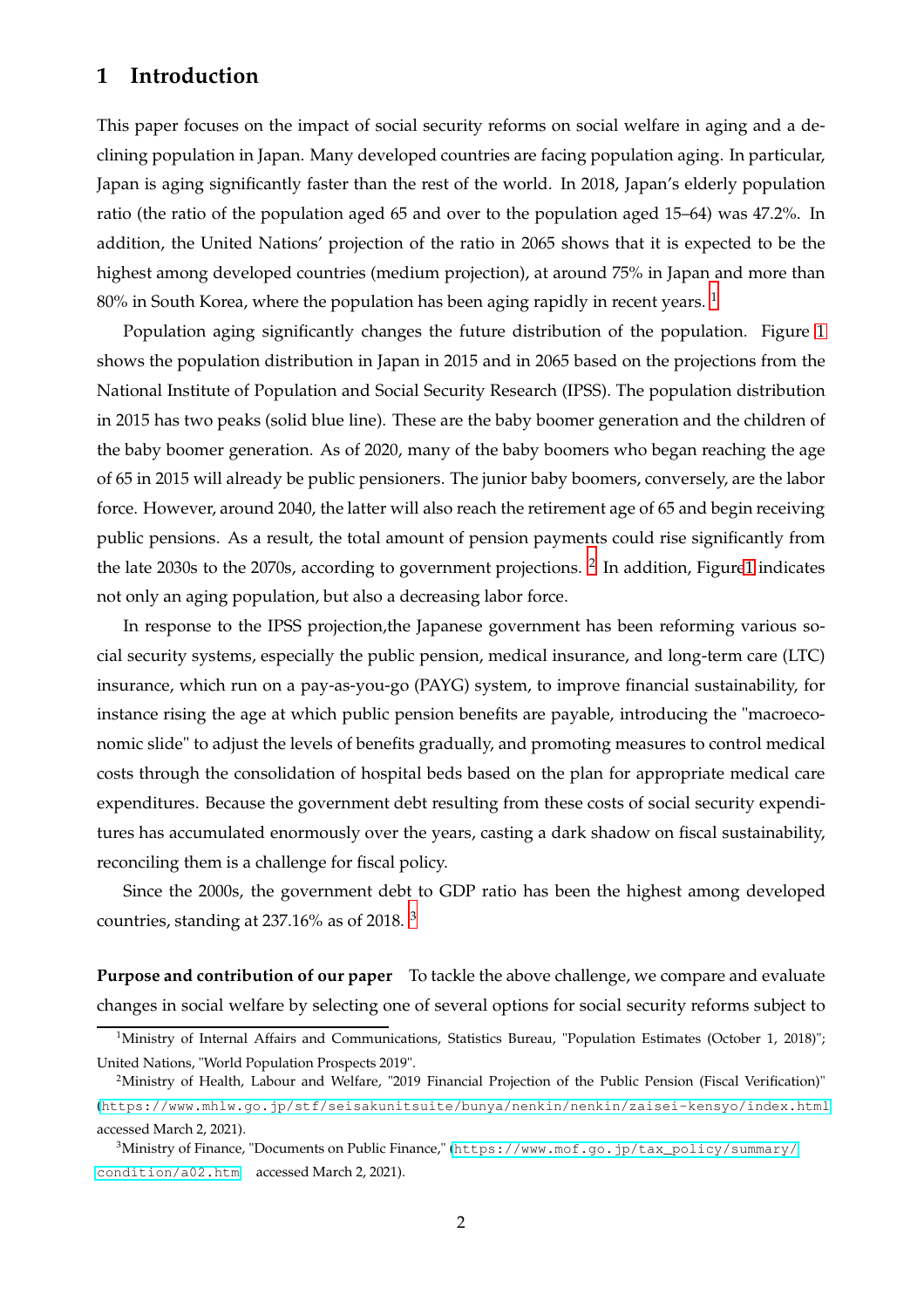# 1 Introduction

This paper focuses on the impact of social security reforms on social welfare in aging and a declining population in Japan. Many developed countries are facing population aging. In particular, Japan is aging significantly faster than the rest of the world. In 2018, Japan's elderly population ratio (the ratio of the population aged 65 and over to the population aged 15–64) was 47.2%. In addition, the United Nations' projection of the ratio in 2065 shows that it is expected to be the highest among developed countries (medium projection), at around 75% in Japan and more than 80% in South Korea, where the population has been aging rapidly in recent years. [1]

Population aging significantly changes the future distribution of the population. Figure 1 shows the population distribution in Japan in 2015 and in 2065 based on the projections from the National Institute of Population and Social Security Research (IPSS). The population distribution in 2015 has two peaks (solid blue line). These are the baby boomer generation and the children of the baby boomer generation. As of 2020, many of the baby boomers who began reaching the age of 65 in 2015 will already be public pensioners. The junior baby boomers, conversely, are the labor force. However, around 2040, the latter will also reach the retirement age of 65 and begin receiving public pensions. As a result, the total amount of pension payments could rise significantly from the late 2030s to the 2070s, according to government projections. [2] In addition, Figure1 indicates not only an aging population, but also a decreasing labor force.

In response to the IPSS projection,the Japanese government has been reforming various social security systems, especially the public pension, medical insurance, and long-term care (LTC) insurance, which run on a pay-as-you-go (PAYG) system, to improve financial sustainability, for instance rising the age at which public pension benefits are payable, introducing the "macroeconomic slide" to adjust the levels of benefits gradually, and promoting measures to control medical costs through the consolidation of hospital beds based on the plan for appropriate medical care expenditures. Because the government debt resulting from these costs of social security expenditures has accumulated enormously over the years, casting a dark shadow on fiscal sustainability, reconciling them is a challenge for fiscal policy.

Since the 2000s, the government debt to GDP ratio has been the highest among developed countries, standing at 237.16% as of 2018. [3]

**Purpose and contribution of our paper** To tackle the above challenge, we compare and evaluate changes in social welfare by selecting one of several options for social security reforms subject to

---

[1] Ministry of Internal Affairs and Communications, Statistics Bureau, "Population Estimates (October 1, 2018)"; United Nations, "World Population Prospects 2019".

[2] Ministry of Health, Labour and Welfare, "2019 Financial Projection of the Public Pension (Fiscal Verification)" (https://www.mhlw.go.jp/stf/seisakunitsuite/bunya/nenkin/nenkin/zaisei-kensyo/index.html accessed March 2, 2021).

[3] Ministry of Finance, "Documents on Public Finance," (https://www.mof.go.jp/tax_policy/summary/condition/a02.htm accessed March 2, 2021).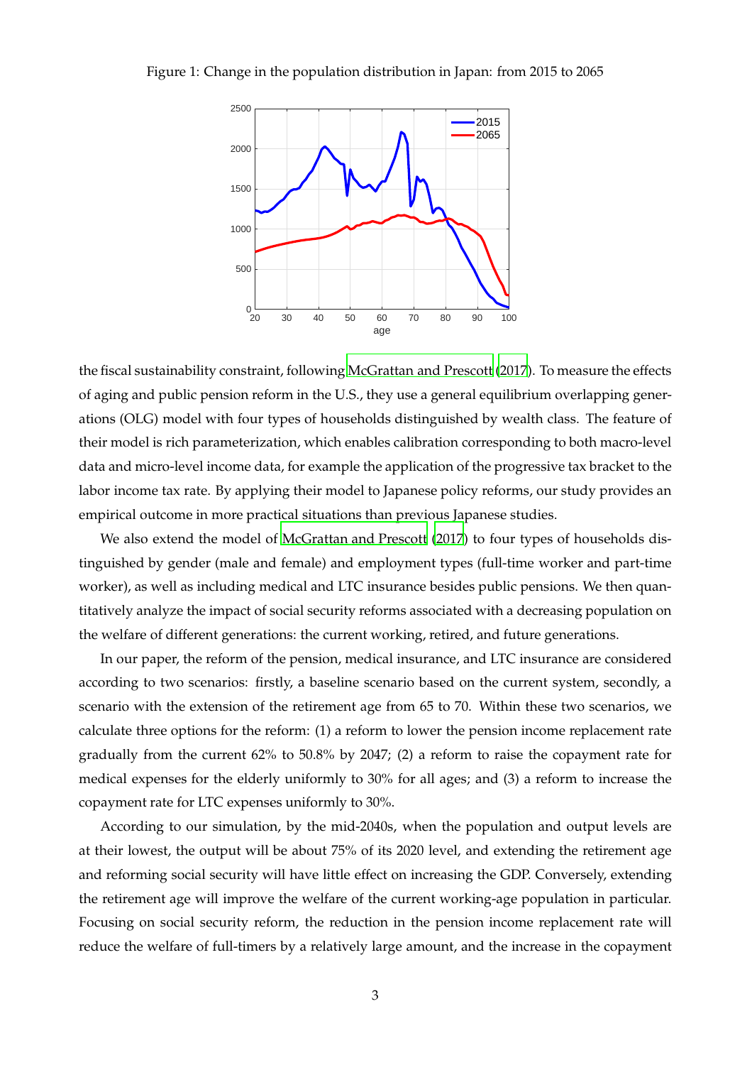Figure 1: Change in the population distribution in Japan: from 2015 to 2065

the fiscal sustainability constraint, following McGrattan and Prescott (2017). To measure the effects of aging and public pension reform in the U.S., they use a general equilibrium overlapping generations (OLG) model with four types of households distinguished by wealth class. The feature of their model is rich parameterization, which enables calibration corresponding to both macro-level data and micro-level income data, for example the application of the progressive tax bracket to the labor income tax rate. By applying their model to Japanese policy reforms, our study provides an empirical outcome in more practical situations than previous Japanese studies.

We also extend the model of McGrattan and Prescott (2017) to four types of households distinguished by gender (male and female) and employment types (full-time worker and part-time worker), as well as including medical and LTC insurance besides public pensions. We then quantitatively analyze the impact of social security reforms associated with a decreasing population on the welfare of different generations: the current working, retired, and future generations.

In our paper, the reform of the pension, medical insurance, and LTC insurance are considered according to two scenarios: firstly, a baseline scenario based on the current system, secondly, a scenario with the extension of the retirement age from 65 to 70. Within these two scenarios, we calculate three options for the reform: (1) a reform to lower the pension income replacement rate gradually from the current 62% to 50.8% by 2047; (2) a reform to raise the copayment rate for medical expenses for the elderly uniformly to 30% for all ages; and (3) a reform to increase the copayment rate for LTC expenses uniformly to 30%.

According to our simulation, by the mid-2040s, when the population and output levels are at their lowest, the output will be about 75% of its 2020 level, and extending the retirement age and reforming social security will have little effect on increasing the GDP. Conversely, extending the retirement age will improve the welfare of the current working-age population in particular. Focusing on social security reform, the reduction in the pension income replacement rate will reduce the welfare of full-timers by a relatively large amount, and the increase in the copayment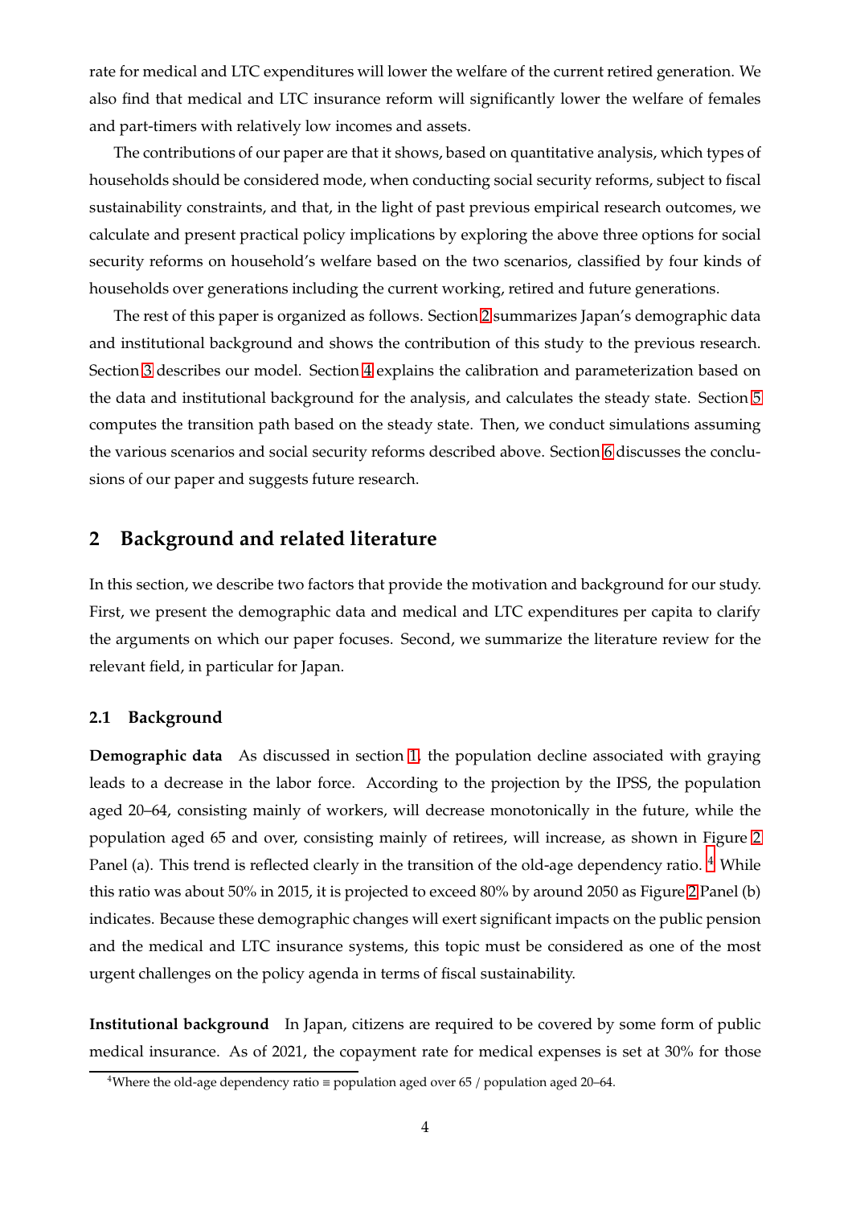rate for medical and LTC expenditures will lower the welfare of the current retired generation. We also find that medical and LTC insurance reform will significantly lower the welfare of females and part-timers with relatively low incomes and assets.

The contributions of our paper are that it shows, based on quantitative analysis, which types of households should be considered mode, when conducting social security reforms, subject to fiscal sustainability constraints, and that, in the light of past previous empirical research outcomes, we calculate and present practical policy implications by exploring the above three options for social security reforms on household's welfare based on the two scenarios, classified by four kinds of households over generations including the current working, retired and future generations.

The rest of this paper is organized as follows. Section 2 summarizes Japan's demographic data and institutional background and shows the contribution of this study to the previous research. Section 3 describes our model. Section 4 explains the calibration and parameterization based on the data and institutional background for the analysis, and calculates the steady state. Section 5 computes the transition path based on the steady state. Then, we conduct simulations assuming the various scenarios and social security reforms described above. Section 6 discusses the conclusions of our paper and suggests future research.

## 2 Background and related literature

In this section, we describe two factors that provide the motivation and background for our study. First, we present the demographic data and medical and LTC expenditures per capita to clarify the arguments on which our paper focuses. Second, we summarize the literature review for the relevant field, in particular for Japan.

### 2.1 Background

**Demographic data** As discussed in section 1, the population decline associated with graying leads to a decrease in the labor force. According to the projection by the IPSS, the population aged 20–64, consisting mainly of workers, will decrease monotonically in the future, while the population aged 65 and over, consisting mainly of retirees, will increase, as shown in Figure 2 Panel (a). This trend is reflected clearly in the transition of the old-age dependency ratio. [4] While this ratio was about 50% in 2015, it is projected to exceed 80% by around 2050 as Figure 2 Panel (b) indicates. Because these demographic changes will exert significant impacts on the public pension and the medical and LTC insurance systems, this topic must be considered as one of the most urgent challenges on the policy agenda in terms of fiscal sustainability.

**Institutional background** In Japan, citizens are required to be covered by some form of public medical insurance. As of 2021, the copayment rate for medical expenses is set at 30% for those

[4] Where the old-age dependency ratio ≡ population aged over 65 / population aged 20–64.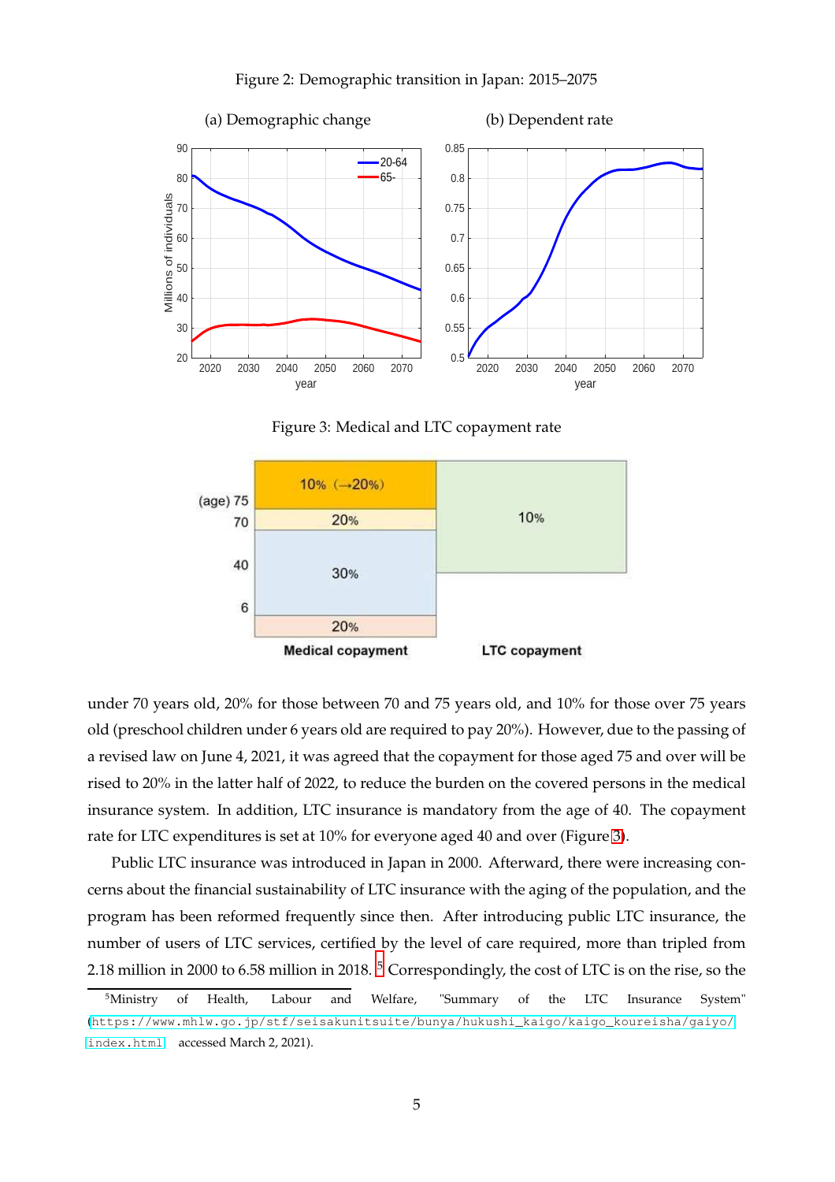Figure 2: Demographic transition in Japan: 2015–2075

(a) Demographic change

(b) Dependent rate

Figure 3: Medical and LTC copayment rate

under 70 years old, 20% for those between 70 and 75 years old, and 10% for those over 75 years old (preschool children under 6 years old are required to pay 20%). However, due to the passing of a revised law on June 4, 2021, it was agreed that the copayment for those aged 75 and over will be rised to 20% in the latter half of 2022, to reduce the burden on the covered persons in the medical insurance system. In addition, LTC insurance is mandatory from the age of 40. The copayment rate for LTC expenditures is set at 10% for everyone aged 40 and over (Figure 3).

Public LTC insurance was introduced in Japan in 2000. Afterward, there were increasing concerns about the financial sustainability of LTC insurance with the aging of the population, and the program has been reformed frequently since then. After introducing public LTC insurance, the number of users of LTC services, certified by the level of care required, more than tripled from 2.18 million in 2000 to 6.58 million in 2018.[5] Correspondingly, the cost of LTC is on the rise, so the

[5] Ministry of Health, Labour and Welfare, "Summary of the LTC Insurance System" (https://www.mhlw.go.jp/stf/seisakunitsuite/bunya/hukushi_kaigo/kaigo_koureisha/gaiyo/index.html accessed March 2, 2021).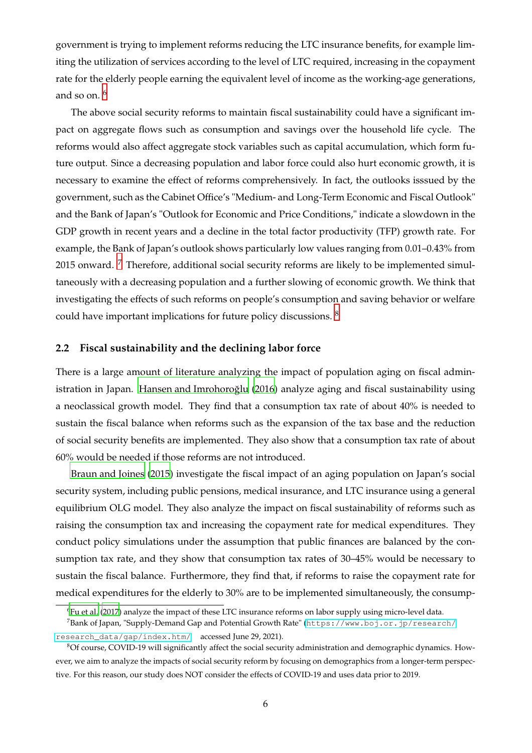government is trying to implement reforms reducing the LTC insurance benefits, for example limiting the utilization of services according to the level of LTC required, increasing in the copayment rate for the elderly people earning the equivalent level of income as the working-age generations, and so on. [6]

The above social security reforms to maintain fiscal sustainability could have a significant impact on aggregate flows such as consumption and savings over the household life cycle. The reforms would also affect aggregate stock variables such as capital accumulation, which form future output. Since a decreasing population and labor force could also hurt economic growth, it is necessary to examine the effect of reforms comprehensively. In fact, the outlooks isssued by the government, such as the Cabinet Office's "Medium- and Long-Term Economic and Fiscal Outlook" and the Bank of Japan's "Outlook for Economic and Price Conditions," indicate a slowdown in the GDP growth in recent years and a decline in the total factor productivity (TFP) growth rate. For example, the Bank of Japan's outlook shows particularly low values ranging from 0.01–0.43% from 2015 onward. [7] Therefore, additional social security reforms are likely to be implemented simultaneously with a decreasing population and a further slowing of economic growth. We think that investigating the effects of such reforms on people's consumption and saving behavior or welfare could have important implications for future policy discussions. [8]

## 2.2 Fiscal sustainability and the declining labor force

There is a large amount of literature analyzing the impact of population aging on fiscal administration in Japan. Hansen and Imrohoroğlu (2016) analyze aging and fiscal sustainability using a neoclassical growth model. They find that a consumption tax rate of about 40% is needed to sustain the fiscal balance when reforms such as the expansion of the tax base and the reduction of social security benefits are implemented. They also show that a consumption tax rate of about 60% would be needed if those reforms are not introduced.

Braun and Joines (2015) investigate the fiscal impact of an aging population on Japan's social security system, including public pensions, medical insurance, and LTC insurance using a general equilibrium OLG model. They also analyze the impact on fiscal sustainability of reforms such as raising the consumption tax and increasing the copayment rate for medical expenditures. They conduct policy simulations under the assumption that public finances are balanced by the consumption tax rate, and they show that consumption tax rates of 30–45% would be necessary to sustain the fiscal balance. Furthermore, they find that, if reforms to raise the copayment rate for medical expenditures for the elderly to 30% are to be implemented simultaneously, the consump-

---

[6] Fu et al. (2017) analyze the impact of these LTC insurance reforms on labor supply using micro-level data.

[7] Bank of Japan, "Supply-Demand Gap and Potential Growth Rate" (https://www.boj.or.jp/research/research_data/gap/index.htm/ accessed June 29, 2021).

[8] Of course, COVID-19 will significantly affect the social security administration and demographic dynamics. However, we aim to analyze the impacts of social security reform by focusing on demographics from a longer-term perspective. For this reason, our study does NOT consider the effects of COVID-19 and uses data prior to 2019.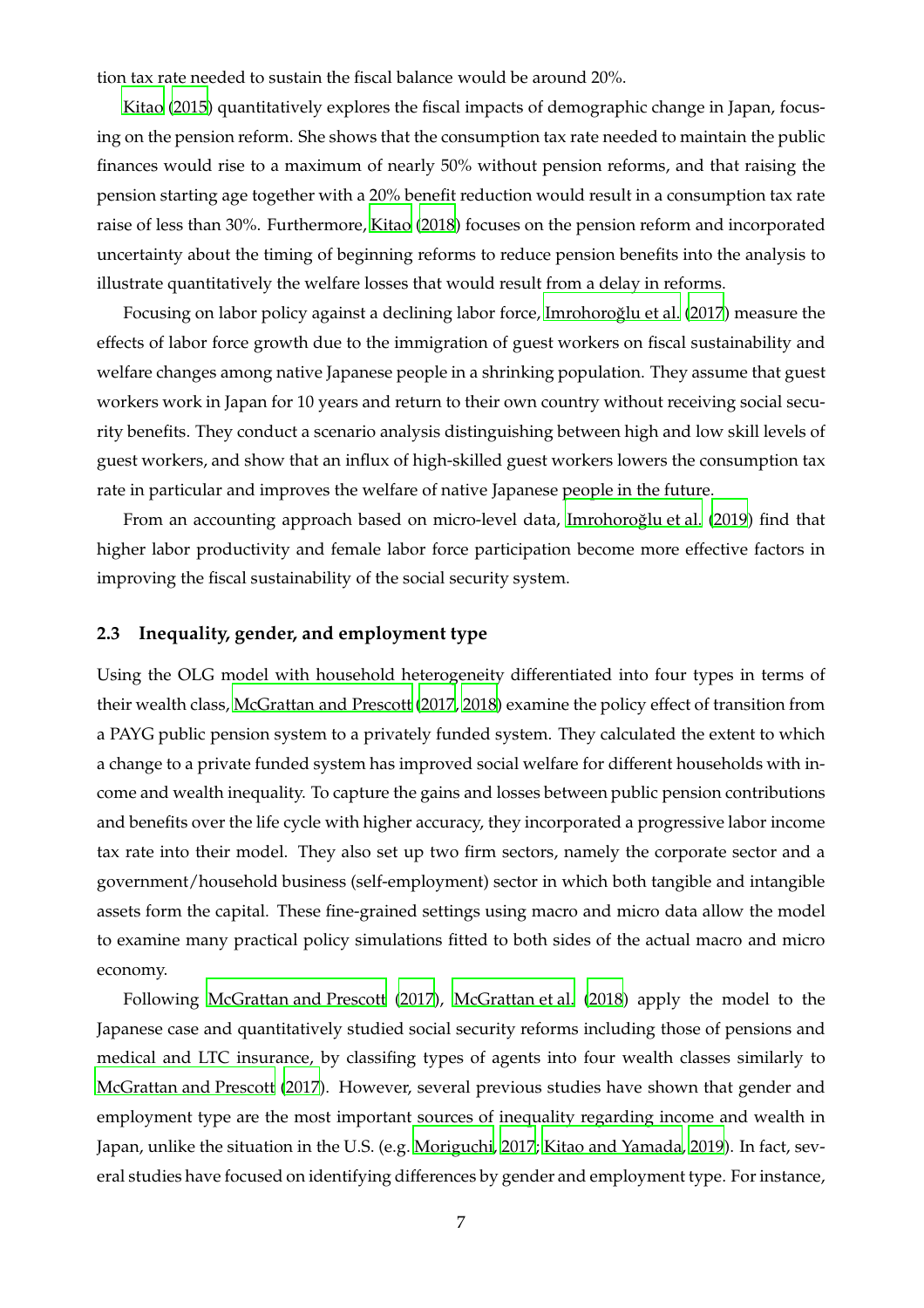tion tax rate needed to sustain the fiscal balance would be around 20%.

Kitao (2015) quantitatively explores the fiscal impacts of demographic change in Japan, focusing on the pension reform. She shows that the consumption tax rate needed to maintain the public finances would rise to a maximum of nearly 50% without pension reforms, and that raising the pension starting age together with a 20% benefit reduction would result in a consumption tax rate raise of less than 30%. Furthermore, Kitao (2018) focuses on the pension reform and incorporated uncertainty about the timing of beginning reforms to reduce pension benefits into the analysis to illustrate quantitatively the welfare losses that would result from a delay in reforms.

Focusing on labor policy against a declining labor force, Imrohoroğlu et al. (2017) measure the effects of labor force growth due to the immigration of guest workers on fiscal sustainability and welfare changes among native Japanese people in a shrinking population. They assume that guest workers work in Japan for 10 years and return to their own country without receiving social security benefits. They conduct a scenario analysis distinguishing between high and low skill levels of guest workers, and show that an influx of high-skilled guest workers lowers the consumption tax rate in particular and improves the welfare of native Japanese people in the future.

From an accounting approach based on micro-level data, Imrohoroğlu et al. (2019) find that higher labor productivity and female labor force participation become more effective factors in improving the fiscal sustainability of the social security system.

### 2.3 Inequality, gender, and employment type

Using the OLG model with household heterogeneity differentiated into four types in terms of their wealth class, McGrattan and Prescott (2017, 2018) examine the policy effect of transition from a PAYG public pension system to a privately funded system. They calculated the extent to which a change to a private funded system has improved social welfare for different households with income and wealth inequality. To capture the gains and losses between public pension contributions and benefits over the life cycle with higher accuracy, they incorporated a progressive labor income tax rate into their model. They also set up two firm sectors, namely the corporate sector and a government/household business (self-employment) sector in which both tangible and intangible assets form the capital. These fine-grained settings using macro and micro data allow the model to examine many practical policy simulations fitted to both sides of the actual macro and micro economy.

Following McGrattan and Prescott (2017), McGrattan et al. (2018) apply the model to the Japanese case and quantitatively studied social security reforms including those of pensions and medical and LTC insurance, by classifing types of agents into four wealth classes similarly to McGrattan and Prescott (2017). However, several previous studies have shown that gender and employment type are the most important sources of inequality regarding income and wealth in Japan, unlike the situation in the U.S. (e.g. Moriguchi, 2017; Kitao and Yamada, 2019). In fact, several studies have focused on identifying differences by gender and employment type. For instance,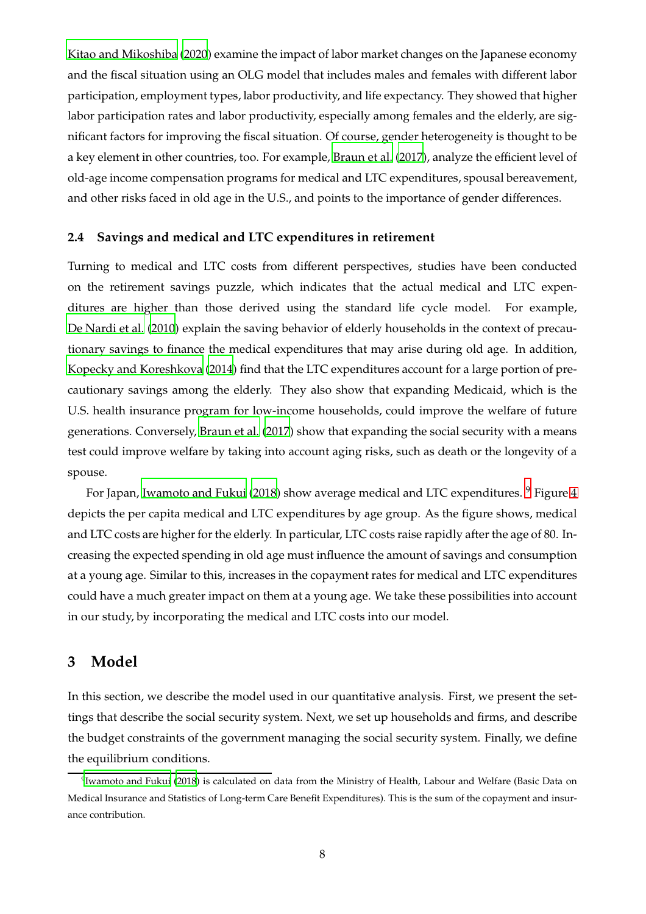Kitao and Mikoshiba (2020) examine the impact of labor market changes on the Japanese economy and the fiscal situation using an OLG model that includes males and females with different labor participation, employment types, labor productivity, and life expectancy. They showed that higher labor participation rates and labor productivity, especially among females and the elderly, are significant factors for improving the fiscal situation. Of course, gender heterogeneity is thought to be a key element in other countries, too. For example, Braun et al. (2017), analyze the efficient level of old-age income compensation programs for medical and LTC expenditures, spousal bereavement, and other risks faced in old age in the U.S., and points to the importance of gender differences.

### 2.4 Savings and medical and LTC expenditures in retirement

Turning to medical and LTC costs from different perspectives, studies have been conducted on the retirement savings puzzle, which indicates that the actual medical and LTC expenditures are higher than those derived using the standard life cycle model. For example, De Nardi et al. (2010) explain the saving behavior of elderly households in the context of precautionary savings to finance the medical expenditures that may arise during old age. In addition, Kopecky and Koreshkova (2014) find that the LTC expenditures account for a large portion of precautionary savings among the elderly. They also show that expanding Medicaid, which is the U.S. health insurance program for low-income households, could improve the welfare of future generations. Conversely, Braun et al. (2017) show that expanding the social security with a means test could improve welfare by taking into account aging risks, such as death or the longevity of a spouse.

For Japan, Iwamoto and Fukui (2018) show average medical and LTC expenditures. [9] Figure 4 depicts the per capita medical and LTC expenditures by age group. As the figure shows, medical and LTC costs are higher for the elderly. In particular, LTC costs raise rapidly after the age of 80. Increasing the expected spending in old age must influence the amount of savings and consumption at a young age. Similar to this, increases in the copayment rates for medical and LTC expenditures could have a much greater impact on them at a young age. We take these possibilities into account in our study, by incorporating the medical and LTC costs into our model.

## 3 Model

In this section, we describe the model used in our quantitative analysis. First, we present the settings that describe the social security system. Next, we set up households and firms, and describe the budget constraints of the government managing the social security system. Finally, we define the equilibrium conditions.

[9] Iwamoto and Fukui (2018) is calculated on data from the Ministry of Health, Labour and Welfare (Basic Data on Medical Insurance and Statistics of Long-term Care Benefit Expenditures). This is the sum of the copayment and insurance contribution.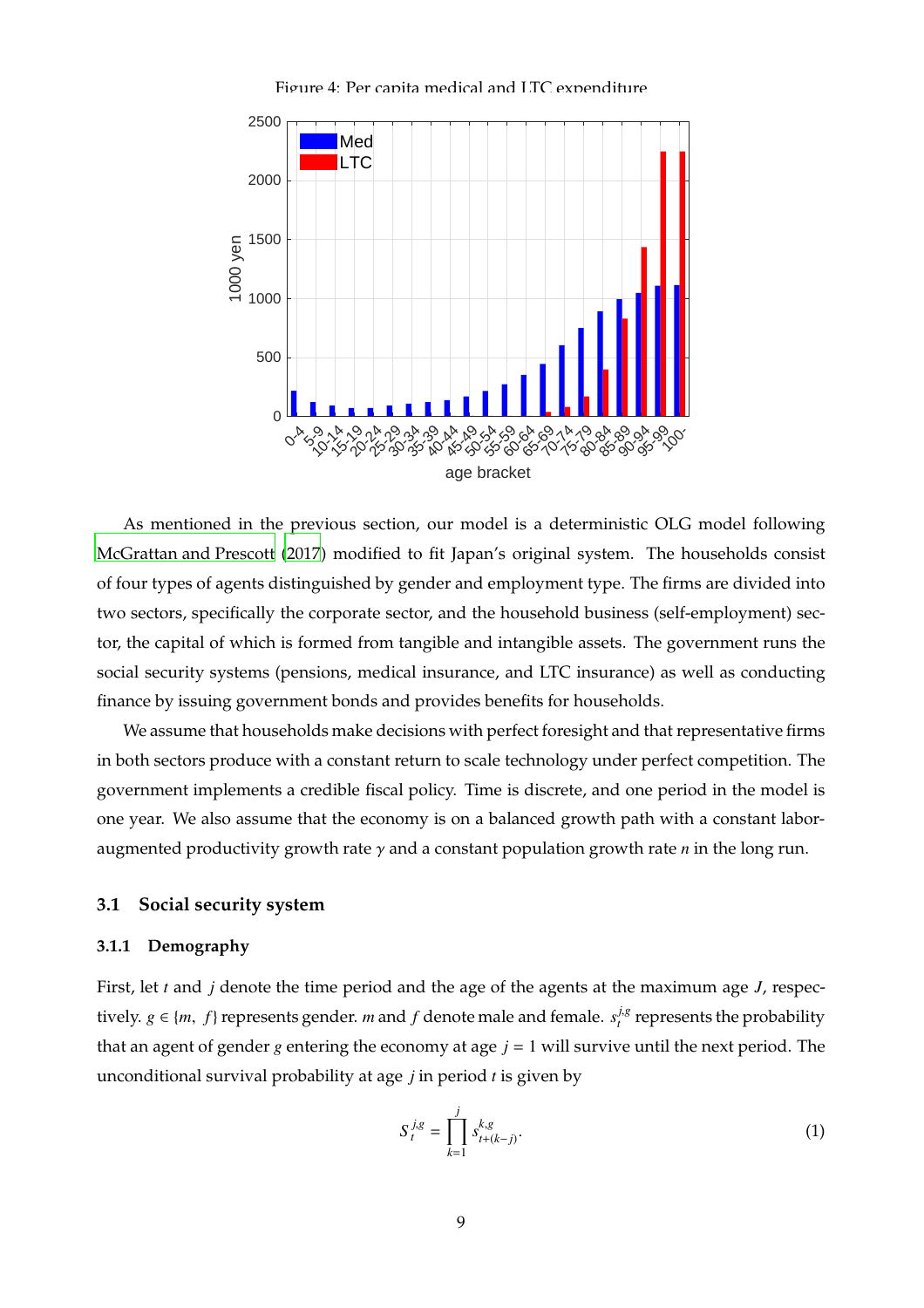Figure 4: Per capita medical and LTC expenditure

As mentioned in the previous section, our model is a deterministic OLG model following McGrattan and Prescott (2017) modified to fit Japan's original system. The households consist of four types of agents distinguished by gender and employment type. The firms are divided into two sectors, specifically the corporate sector, and the household business (self-employment) sector, the capital of which is formed from tangible and intangible assets. The government runs the social security systems (pensions, medical insurance, and LTC insurance) as well as conducting finance by issuing government bonds and provides benefits for households.

We assume that households make decisions with perfect foresight and that representative firms in both sectors produce with a constant return to scale technology under perfect competition. The government implements a credible fiscal policy. Time is discrete, and one period in the model is one year. We also assume that the economy is on a balanced growth path with a constant labor-augmented productivity growth rate $\gamma$ and a constant population growth rate $n$ in the long run.

### 3.1 Social security system

#### 3.1.1 Demography

First, let $t$ and $j$ denote the time period and the age of the agents at the maximum age $J$, respectively. $g \in \{m, f\}$ represents gender. $m$ and $f$ denote male and female. $s_t^{j,g}$ represents the probability that an agent of gender $g$ entering the economy at age $j = 1$ will survive until the next period. The unconditional survival probability at age $j$ in period $t$ is given by

$$S_t^{j,g} = \prod_{k=1}^{j} s_{t+(k-j)}^{k,g}. \tag{1}$$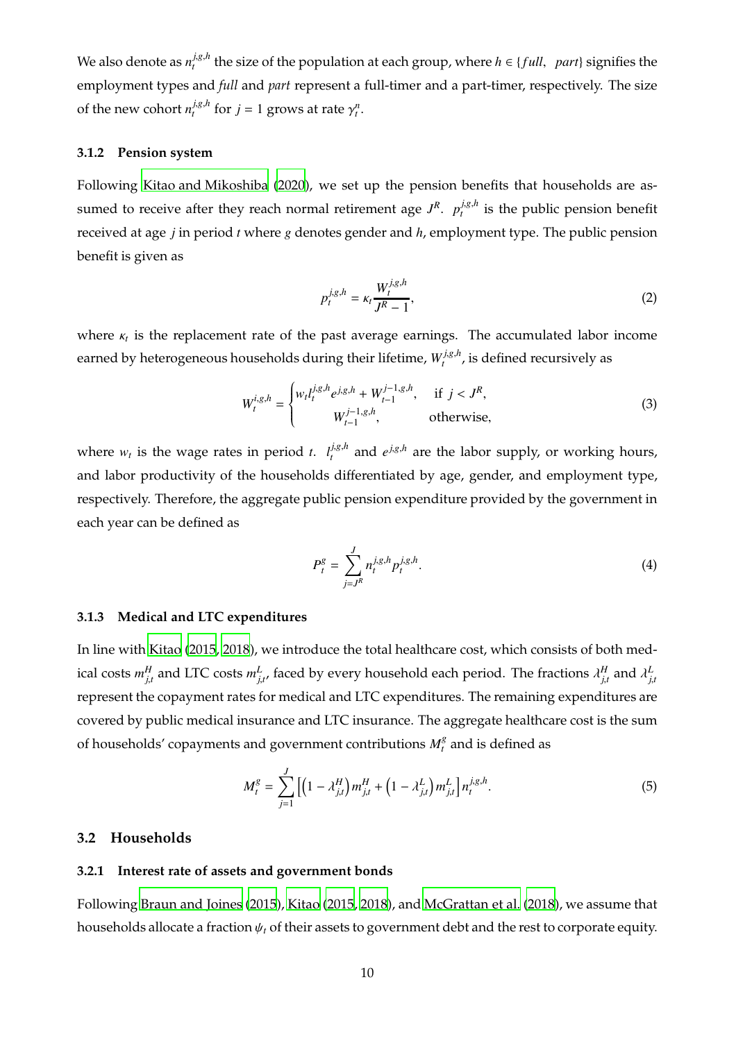We also denote as $n_t^{j,g,h}$ the size of the population at each group, where $h \in \{full, \ \ part\}$ signifies the employment types and *full* and *part* represent a full-timer and a part-timer, respectively. The size of the new cohort $n_t^{j,g,h}$ for $j = 1$ grows at rate $\gamma_t^n$.

### 3.1.2 Pension system

Following Kitao and Mikoshiba (2020), we set up the pension benefits that households are assumed to receive after they reach normal retirement age $J^R$. $p_t^{j,g,h}$ is the public pension benefit received at age $j$ in period $t$ where $g$ denotes gender and $h$, employment type. The public pension benefit is given as

$$p_t^{j,g,h} = \kappa_t \frac{W_t^{j,g,h}}{J^R - 1}, \tag{2}$$

where $\kappa_t$ is the replacement rate of the past average earnings. The accumulated labor income earned by heterogeneous households during their lifetime, $W_t^{j,g,h}$, is defined recursively as

$$W_t^{i,g,h} = \begin{cases} w_t l_t^{j,g,h} e^{j,g,h} + W_{t-1}^{j-1,g,h}, & \text{if } j < J^R, \\ W_{t-1}^{j-1,g,h}, & \text{otherwise,} \end{cases} \tag{3}$$

where $w_t$ is the wage rates in period $t$. $l_t^{j,g,h}$ and $e^{j,g,h}$ are the labor supply, or working hours, and labor productivity of the households differentiated by age, gender, and employment type, respectively. Therefore, the aggregate public pension expenditure provided by the government in each year can be defined as

$$P_t^g = \sum_{j=J^R}^{J} n_t^{j,g,h} p_t^{j,g,h}. \tag{4}$$

### 3.1.3 Medical and LTC expenditures

In line with Kitao (2015, 2018), we introduce the total healthcare cost, which consists of both medical costs $m_{j,t}^H$ and LTC costs $m_{j,t}^L$, faced by every household each period. The fractions $\lambda_{j,t}^H$ and $\lambda_{j,t}^L$ represent the copayment rates for medical and LTC expenditures. The remaining expenditures are covered by public medical insurance and LTC insurance. The aggregate healthcare cost is the sum of households' copayments and government contributions $M_t^g$ and is defined as

$$M_t^g = \sum_{j=1}^{J} \left[ \left(1 - \lambda_{j,t}^H\right) m_{j,t}^H + \left(1 - \lambda_{j,t}^L\right) m_{j,t}^L \right] n_t^{j,g,h}. \tag{5}$$

## 3.2 Households

### 3.2.1 Interest rate of assets and government bonds

Following Braun and Joines (2015), Kitao (2015, 2018), and McGrattan et al. (2018), we assume that households allocate a fraction $\psi_t$ of their assets to government debt and the rest to corporate equity.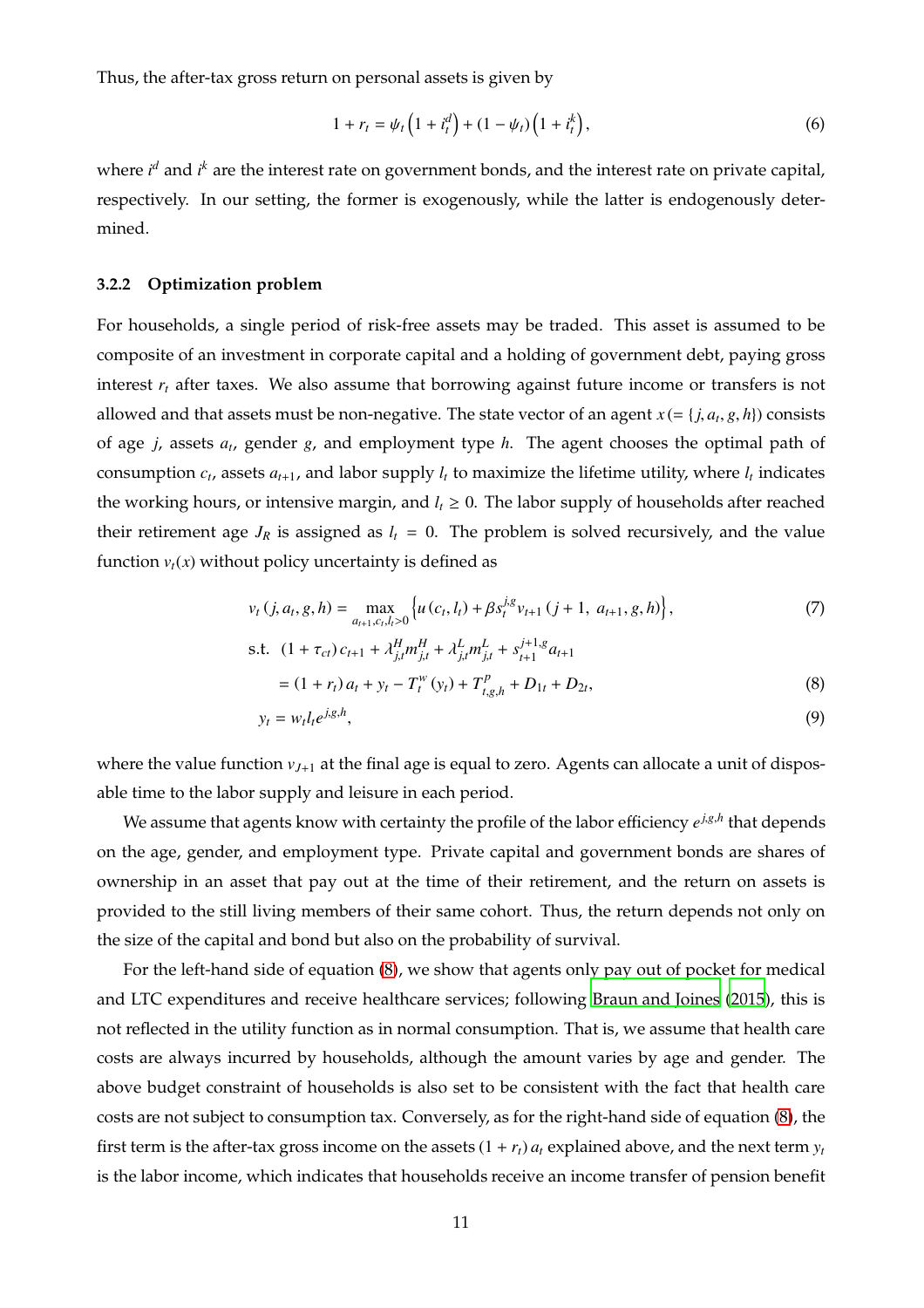Thus, the after-tax gross return on personal assets is given by

$$1 + r_t = \psi_t \left(1 + i_t^d\right) + (1 - \psi_t)\left(1 + i_t^k\right), \tag{6}$$

where $i^d$ and $i^k$ are the interest rate on government bonds, and the interest rate on private capital, respectively. In our setting, the former is exogenously, while the latter is endogenously determined.

### 3.2.2 Optimization problem

For households, a single period of risk-free assets may be traded. This asset is assumed to be composite of an investment in corporate capital and a holding of government debt, paying gross interest $r_t$ after taxes. We also assume that borrowing against future income or transfers is not allowed and that assets must be non-negative. The state vector of an agent $x (= \{j, a_t, g, h\})$ consists of age $j$, assets $a_t$, gender $g$, and employment type $h$. The agent chooses the optimal path of consumption $c_t$, assets $a_{t+1}$, and labor supply $l_t$ to maximize the lifetime utility, where $l_t$ indicates the working hours, or intensive margin, and $l_t \geq 0$. The labor supply of households after reached their retirement age $J_R$ is assigned as $l_t = 0$. The problem is solved recursively, and the value function $v_t(x)$ without policy uncertainty is defined as

$$v_t(j, a_t, g, h) = \max_{a_{t+1}, c_t, l_t > 0} \left\{ u(c_t, l_t) + \beta s_t^{j,g} v_{t+1}(j+1,\ a_{t+1}, g, h) \right\}, \tag{7}$$

$$\text{s.t.}\ \ (1 + \tau_{ct}) c_{t+1} + \lambda_{j,t}^H m_{j,t}^H + \lambda_{j,t}^L m_{j,t}^L + s_{t+1}^{j+1,g} a_{t+1}$$

$$= (1 + r_t) a_t + y_t - T_t^w(y_t) + T_{t,g,h}^p + D_{1t} + D_{2t}, \tag{8}$$

$$y_t = w_t l_t e^{j,g,h}, \tag{9}$$

where the value function $v_{J+1}$ at the final age is equal to zero. Agents can allocate a unit of disposable time to the labor supply and leisure in each period.

We assume that agents know with certainty the profile of the labor efficiency $e^{j,g,h}$ that depends on the age, gender, and employment type. Private capital and government bonds are shares of ownership in an asset that pay out at the time of their retirement, and the return on assets is provided to the still living members of their same cohort. Thus, the return depends not only on the size of the capital and bond but also on the probability of survival.

For the left-hand side of equation (8), we show that agents only pay out of pocket for medical and LTC expenditures and receive healthcare services; following Braun and Joines (2015), this is not reflected in the utility function as in normal consumption. That is, we assume that health care costs are always incurred by households, although the amount varies by age and gender. The above budget constraint of households is also set to be consistent with the fact that health care costs are not subject to consumption tax. Conversely, as for the right-hand side of equation (8), the first term is the after-tax gross income on the assets $(1 + r_t) a_t$ explained above, and the next term $y_t$ is the labor income, which indicates that households receive an income transfer of pension benefit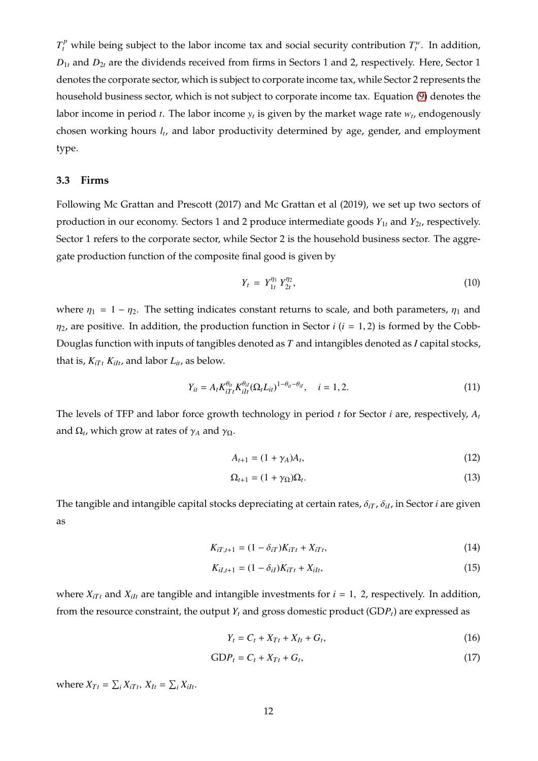$T_t^p$ while being subject to the labor income tax and social security contribution $T_t^w$. In addition, $D_{1t}$ and $D_{2t}$ are the dividends received from firms in Sectors 1 and 2, respectively. Here, Sector 1 denotes the corporate sector, which is subject to corporate income tax, while Sector 2 represents the household business sector, which is not subject to corporate income tax. Equation (9) denotes the labor income in period $t$. The labor income $y_t$ is given by the market wage rate $w_t$, endogenously chosen working hours $l_t$, and labor productivity determined by age, gender, and employment type.

### 3.3 Firms

Following Mc Grattan and Prescott (2017) and Mc Grattan et al (2019), we set up two sectors of production in our economy. Sectors 1 and 2 produce intermediate goods $Y_{1t}$ and $Y_{2t}$, respectively. Sector 1 refers to the corporate sector, while Sector 2 is the household business sector. The aggregate production function of the composite final good is given by

$$Y_t = Y_{1t}^{\eta_1} Y_{2t}^{\eta_2}, \tag{10}$$

where $\eta_1 = 1 - \eta_2$. The setting indicates constant returns to scale, and both parameters, $\eta_1$ and $\eta_2$, are positive. In addition, the production function in Sector $i$ ($i = 1, 2$) is formed by the Cobb-Douglas function with inputs of tangibles denoted as $T$ and intangibles denoted as $I$ capital stocks, that is, $K_{iTt}$ $K_{iIt}$, and labor $L_{it}$, as below.

$$Y_{it} = A_t K_{iTt}^{\theta_{it}} K_{iIt}^{\theta_{iI}} (\Omega_t L_{it})^{1-\theta_{it}-\theta_{iI}}, \quad i = 1, 2. \tag{11}$$

The levels of TFP and labor force growth technology in period $t$ for Sector $i$ are, respectively, $A_t$ and $\Omega_t$, which grow at rates of $\gamma_A$ and $\gamma_\Omega$.

$$A_{t+1} = (1 + \gamma_A)A_t, \tag{12}$$

$$\Omega_{t+1} = (1 + \gamma_\Omega)\Omega_t. \tag{13}$$

The tangible and intangible capital stocks depreciating at certain rates, $\delta_{iT}$, $\delta_{iI}$, in Sector $i$ are given as

$$K_{iT,t+1} = (1 - \delta_{iT})K_{iTt} + X_{iTt}, \tag{14}$$

$$K_{iI,t+1} = (1 - \delta_{iI})K_{iTt} + X_{iIt}, \tag{15}$$

where $X_{iTt}$ and $X_{iIt}$ are tangible and intangible investments for $i = 1, 2$, respectively. In addition, from the resource constraint, the output $Y_t$ and gross domestic product (GD$P_t$) are expressed as

$$Y_t = C_t + X_{Tt} + X_{It} + G_t, \tag{16}$$

$$\text{GD}P_t = C_t + X_{Tt} + G_t, \tag{17}$$

where $X_{Tt} = \sum_i X_{iTt}$, $X_{It} = \sum_i X_{iIt}$.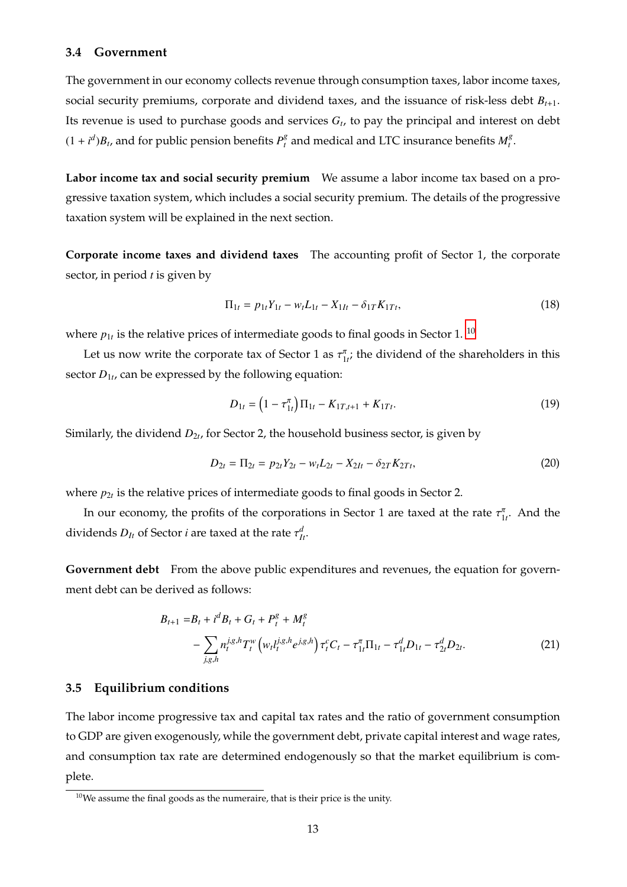### 3.4 Government

The government in our economy collects revenue through consumption taxes, labor income taxes, social security premiums, corporate and dividend taxes, and the issuance of risk-less debt $B_{t+1}$. Its revenue is used to purchase goods and services $G_t$, to pay the principal and interest on debt $(1 + i^d)B_t$, and for public pension benefits $P_t^g$ and medical and LTC insurance benefits $M_t^g$.

**Labor income tax and social security premium** We assume a labor income tax based on a progressive taxation system, which includes a social security premium. The details of the progressive taxation system will be explained in the next section.

**Corporate income taxes and dividend taxes** The accounting profit of Sector 1, the corporate sector, in period $t$ is given by

$$\Pi_{1t} = p_{1t}Y_{1t} - w_t L_{1t} - X_{1It} - \delta_{1T} K_{1Tt}, \tag{18}$$

where $p_{1t}$ is the relative prices of intermediate goods to final goods in Sector 1.[10]

Let us now write the corporate tax of Sector 1 as $\tau_{1t}^{\pi}$; the dividend of the shareholders in this sector $D_{1t}$, can be expressed by the following equation:

$$D_{1t} = \left(1 - \tau_{1t}^{\pi}\right)\Pi_{1t} - K_{1T,t+1} + K_{1Tt}. \tag{19}$$

Similarly, the dividend $D_{2t}$, for Sector 2, the household business sector, is given by

$$D_{2t} = \Pi_{2t} = p_{2t}Y_{2t} - w_t L_{2t} - X_{2It} - \delta_{2T} K_{2Tt}, \tag{20}$$

where $p_{2t}$ is the relative prices of intermediate goods to final goods in Sector 2.

In our economy, the profits of the corporations in Sector 1 are taxed at the rate $\tau_{1t}^{\pi}$. And the dividends $D_{It}$ of Sector $i$ are taxed at the rate $\tau_{It}^{d}$.

**Government debt** From the above public expenditures and revenues, the equation for government debt can be derived as follows:

$$\begin{aligned} B_{t+1} = & B_t + i^d B_t + G_t + P_t^g + M_t^g \\ & - \sum_{j,g,h} n_t^{j,g,h} T_t^w \left(w_t l_t^{j,g,h} e^{j,g,h}\right) \tau_t^c C_t - \tau_{1t}^{\pi}\Pi_{1t} - \tau_{1t}^{d} D_{1t} - \tau_{2t}^{d} D_{2t}. \end{aligned} \tag{21}$$

### 3.5 Equilibrium conditions

The labor income progressive tax and capital tax rates and the ratio of government consumption to GDP are given exogenously, while the government debt, private capital interest and wage rates, and consumption tax rate are determined endogenously so that the market equilibrium is complete.

[10] We assume the final goods as the numeraire, that is their price is the unity.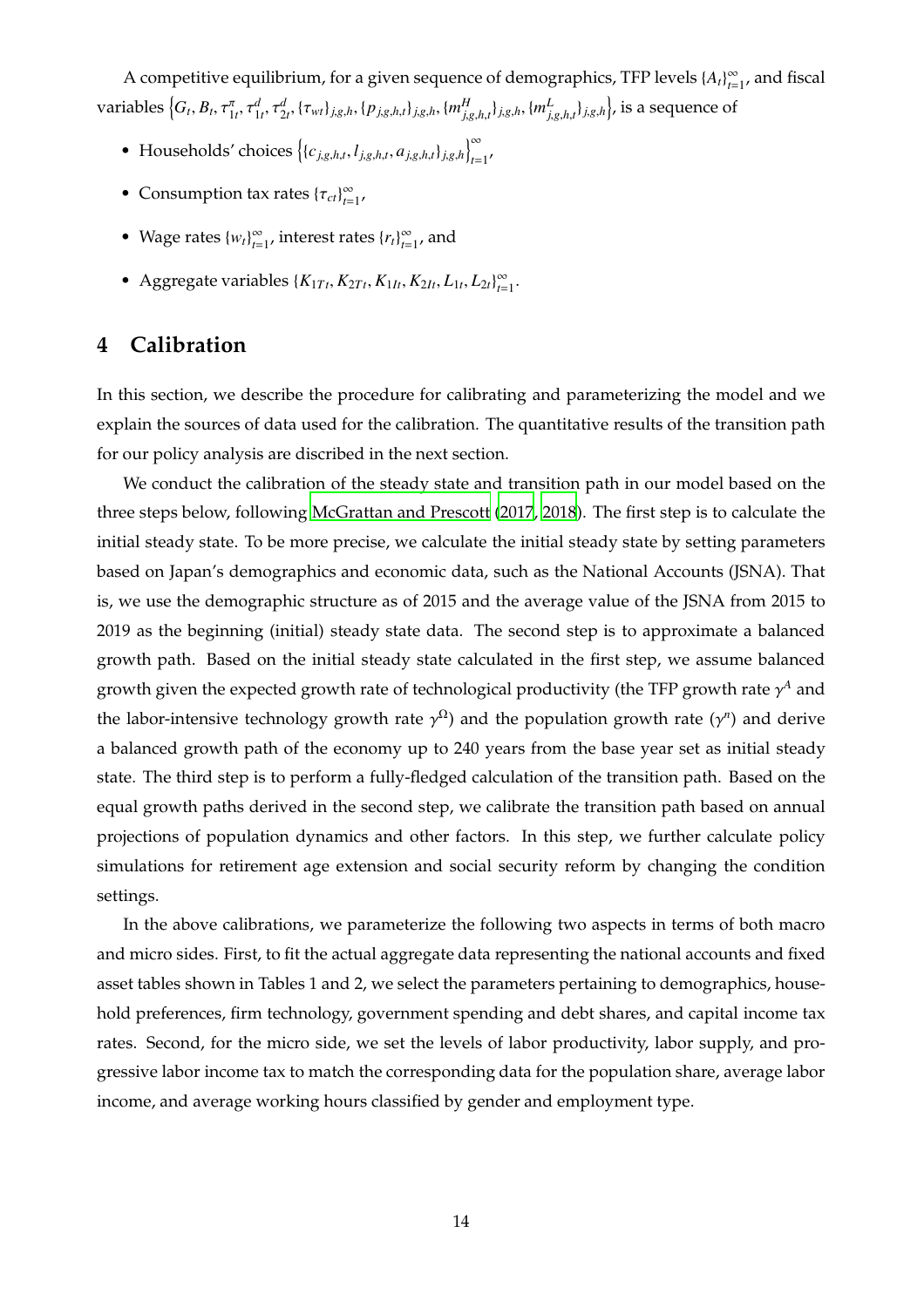A competitive equilibrium, for a given sequence of demographics, TFP levels $\{A_t\}_{t=1}^{\infty}$, and fiscal variables $\left\{G_t, B_t, \tau_{1t}^{\pi}, \tau_{1t}^{d}, \tau_{2t}^{d}, \{\tau_{wt}\}_{j,g,h}, \{p_{j,g,h,t}\}_{j,g,h}, \{m_{j,g,h,t}^{H}\}_{j,g,h}, \{m_{j,g,h,t}^{L}\}_{j,g,h}\right\}$, is a sequence of

- Households' choices $\left\{\{c_{j,g,h,t}, l_{j,g,h,t}, a_{j,g,h,t}\}_{j,g,h}\right\}_{t=1}^{\infty}$,
- Consumption tax rates $\{\tau_{ct}\}_{t=1}^{\infty}$,
- Wage rates $\{w_t\}_{t=1}^{\infty}$, interest rates $\{r_t\}_{t=1}^{\infty}$, and
- Aggregate variables $\{K_{1Tt}, K_{2Tt}, K_{1It}, K_{2It}, L_{1t}, L_{2t}\}_{t=1}^{\infty}$.

# 4 Calibration

In this section, we describe the procedure for calibrating and parameterizing the model and we explain the sources of data used for the calibration. The quantitative results of the transition path for our policy analysis are discribed in the next section.

We conduct the calibration of the steady state and transition path in our model based on the three steps below, following McGrattan and Prescott (2017, 2018). The first step is to calculate the initial steady state. To be more precise, we calculate the initial steady state by setting parameters based on Japan's demographics and economic data, such as the National Accounts (JSNA). That is, we use the demographic structure as of 2015 and the average value of the JSNA from 2015 to 2019 as the beginning (initial) steady state data. The second step is to approximate a balanced growth path. Based on the initial steady state calculated in the first step, we assume balanced growth given the expected growth rate of technological productivity (the TFP growth rate $\gamma^A$ and the labor-intensive technology growth rate $\gamma^{\Omega}$) and the population growth rate ($\gamma^n$) and derive a balanced growth path of the economy up to 240 years from the base year set as initial steady state. The third step is to perform a fully-fledged calculation of the transition path. Based on the equal growth paths derived in the second step, we calibrate the transition path based on annual projections of population dynamics and other factors. In this step, we further calculate policy simulations for retirement age extension and social security reform by changing the condition settings.

In the above calibrations, we parameterize the following two aspects in terms of both macro and micro sides. First, to fit the actual aggregate data representing the national accounts and fixed asset tables shown in Tables 1 and 2, we select the parameters pertaining to demographics, household preferences, firm technology, government spending and debt shares, and capital income tax rates. Second, for the micro side, we set the levels of labor productivity, labor supply, and progressive labor income tax to match the corresponding data for the population share, average labor income, and average working hours classified by gender and employment type.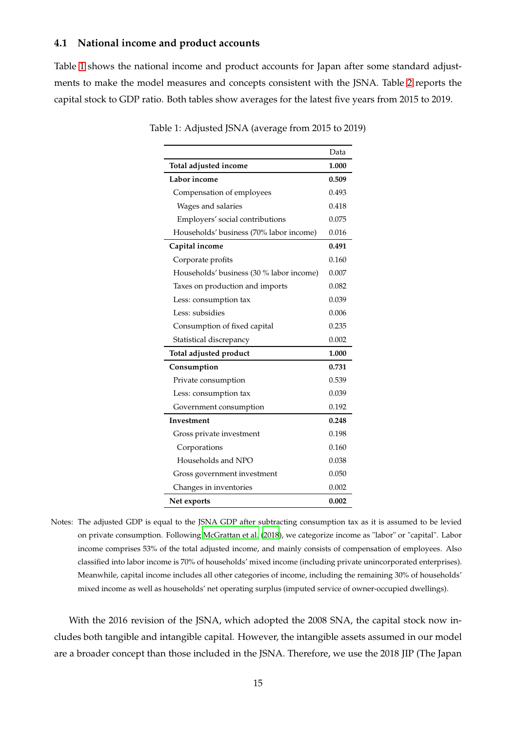### 4.1 National income and product accounts

Table 1 shows the national income and product accounts for Japan after some standard adjustments to make the model measures and concepts consistent with the JSNA. Table 2 reports the capital stock to GDP ratio. Both tables show averages for the latest five years from 2015 to 2019.

Table 1: Adjusted JSNA (average from 2015 to 2019)

| | Data |
|---|---|
| **Total adjusted income** | **1.000** |
| **Labor income** | **0.509** |
| Compensation of employees | 0.493 |
| Wages and salaries | 0.418 |
| Employers' social contributions | 0.075 |
| Households' business (70% labor income) | 0.016 |
| **Capital income** | **0.491** |
| Corporate profits | 0.160 |
| Households' business (30 % labor income) | 0.007 |
| Taxes on production and imports | 0.082 |
| Less: consumption tax | 0.039 |
| Less: subsidies | 0.006 |
| Consumption of fixed capital | 0.235 |
| Statistical discrepancy | 0.002 |
| **Total adjusted product** | **1.000** |
| **Consumption** | **0.731** |
| Private consumption | 0.539 |
| Less: consumption tax | 0.039 |
| Government consumption | 0.192 |
| **Investment** | **0.248** |
| Gross private investment | 0.198 |
| Corporations | 0.160 |
| Households and NPO | 0.038 |
| Gross government investment | 0.050 |
| Changes in inventories | 0.002 |
| **Net exports** | **0.002** |

Notes: The adjusted GDP is equal to the JSNA GDP after subtracting consumption tax as it is assumed to be levied on private consumption. Following McGrattan et al. (2018), we categorize income as "labor" or "capital". Labor income comprises 53% of the total adjusted income, and mainly consists of compensation of employees. Also classified into labor income is 70% of households' mixed income (including private unincorporated enterprises). Meanwhile, capital income includes all other categories of income, including the remaining 30% of households' mixed income as well as households' net operating surplus (imputed service of owner-occupied dwellings).

With the 2016 revision of the JSNA, which adopted the 2008 SNA, the capital stock now includes both tangible and intangible capital. However, the intangible assets assumed in our model are a broader concept than those included in the JSNA. Therefore, we use the 2018 JIP (The Japan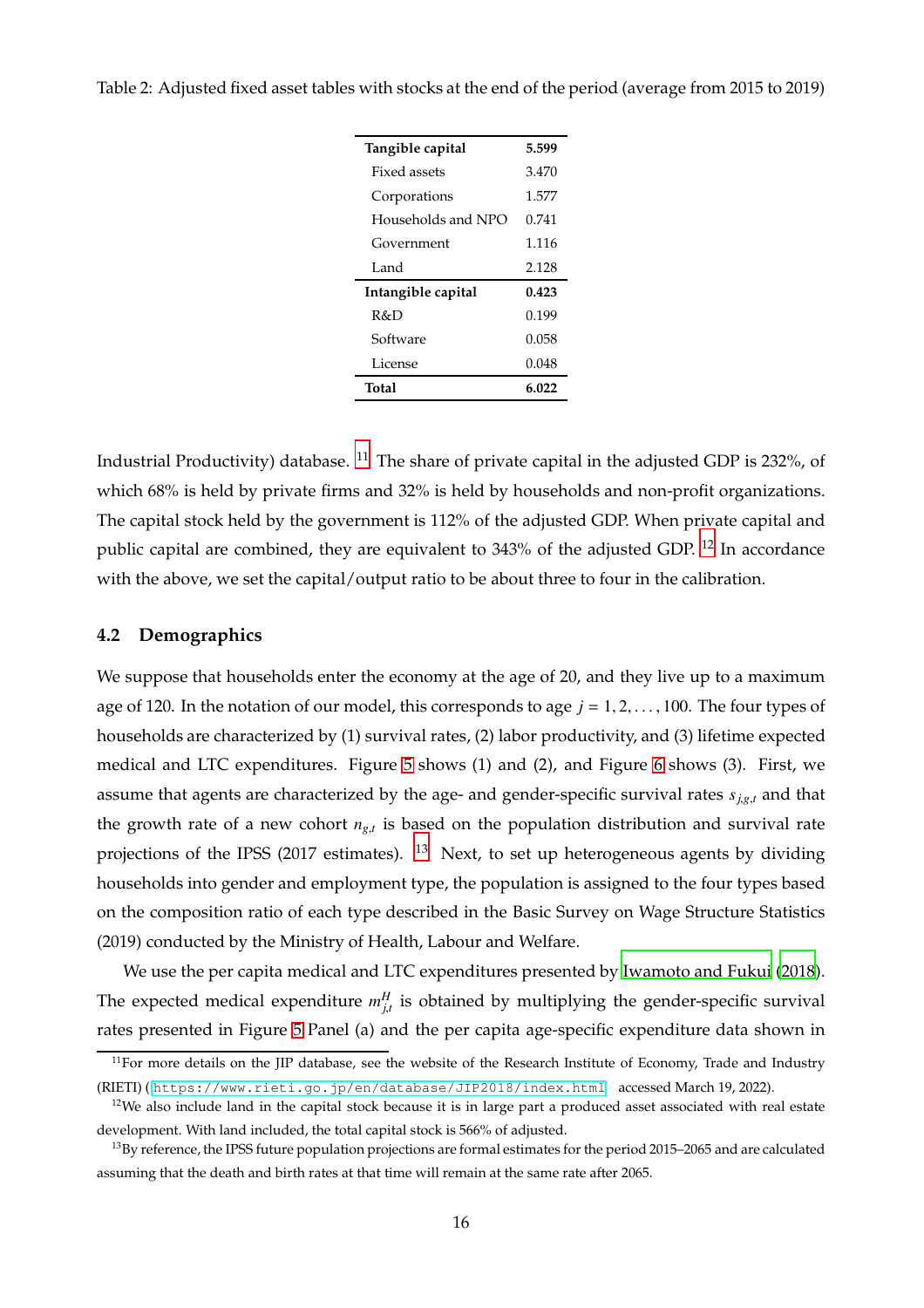Table 2: Adjusted fixed asset tables with stocks at the end of the period (average from 2015 to 2019)

| **Tangible capital** | **5.599** |
|---|---|
| Fixed assets | 3.470 |
| Corporations | 1.577 |
| Households and NPO | 0.741 |
| Government | 1.116 |
| Land | 2.128 |
| **Intangible capital** | **0.423** |
| R&D | 0.199 |
| Software | 0.058 |
| License | 0.048 |
| **Total** | **6.022** |

Industrial Productivity) database. [11] The share of private capital in the adjusted GDP is 232%, of which 68% is held by private firms and 32% is held by households and non-profit organizations. The capital stock held by the government is 112% of the adjusted GDP. When private capital and public capital are combined, they are equivalent to 343% of the adjusted GDP. [12] In accordance with the above, we set the capital/output ratio to be about three to four in the calibration.

## 4.2 Demographics

We suppose that households enter the economy at the age of 20, and they live up to a maximum age of 120. In the notation of our model, this corresponds to age $j = 1, 2, \ldots, 100$. The four types of households are characterized by (1) survival rates, (2) labor productivity, and (3) lifetime expected medical and LTC expenditures. Figure 5 shows (1) and (2), and Figure 6 shows (3). First, we assume that agents are characterized by the age- and gender-specific survival rates $s_{j,g,t}$ and that the growth rate of a new cohort $n_{g,t}$ is based on the population distribution and survival rate projections of the IPSS (2017 estimates). [13] Next, to set up heterogeneous agents by dividing households into gender and employment type, the population is assigned to the four types based on the composition ratio of each type described in the Basic Survey on Wage Structure Statistics (2019) conducted by the Ministry of Health, Labour and Welfare.

We use the per capita medical and LTC expenditures presented by Iwamoto and Fukui (2018). The expected medical expenditure $m^{H}_{j,t}$ is obtained by multiplying the gender-specific survival rates presented in Figure 5 Panel (a) and the per capita age-specific expenditure data shown in

[11] For more details on the JIP database, see the website of the Research Institute of Economy, Trade and Industry (RIETI) (https://www.rieti.go.jp/en/database/JIP2018/index.html accessed March 19, 2022).

[12] We also include land in the capital stock because it is in large part a produced asset associated with real estate development. With land included, the total capital stock is 566% of adjusted.

[13] By reference, the IPSS future population projections are formal estimates for the period 2015–2065 and are calculated assuming that the death and birth rates at that time will remain at the same rate after 2065.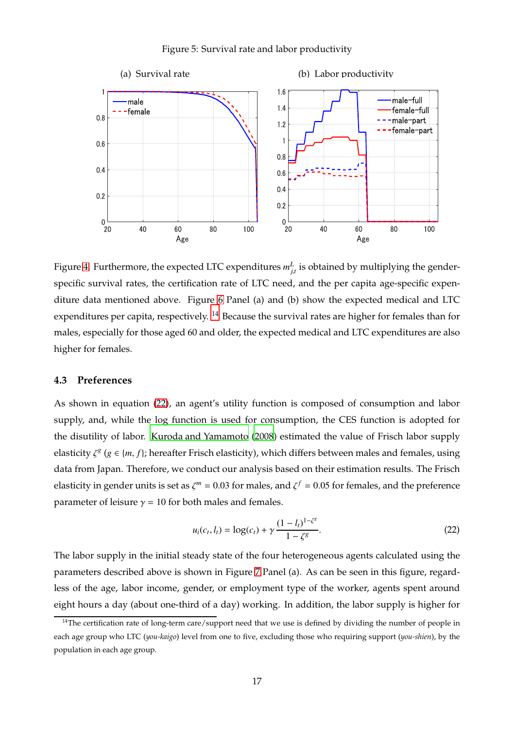Figure 5: Survival rate and labor productivity

(a) Survival rate

(b) Labor productivity

Figure 4. Furthermore, the expected LTC expenditures $m^L_{j,t}$ is obtained by multiplying the gender-specific survival rates, the certification rate of LTC need, and the per capita age-specific expenditure data mentioned above. Figure 6 Panel (a) and (b) show the expected medical and LTC expenditures per capita, respectively.[14] Because the survival rates are higher for females than for males, especially for those aged 60 and older, the expected medical and LTC expenditures are also higher for females.

### 4.3 Preferences

As shown in equation (22), an agent's utility function is composed of consumption and labor supply, and, while the log function is used for consumption, the CES function is adopted for the disutility of labor. Kuroda and Yamamoto (2008) estimated the value of Frisch labor supply elasticity $\zeta^g$ ($g \in \{m, f\}$; hereafter Frisch elasticity), which differs between males and females, using data from Japan. Therefore, we conduct our analysis based on their estimation results. The Frisch elasticity in gender units is set as $\zeta^m = 0.03$ for males, and $\zeta^f = 0.05$ for females, and the preference parameter of leisure $\gamma = 10$ for both males and females.

$$u_i(c_t, l_t) = \log(c_t) + \gamma \frac{(1 - l_t)^{1-\zeta^g}}{1 - \zeta^g}. \tag{22}$$

The labor supply in the initial steady state of the four heterogeneous agents calculated using the parameters described above is shown in Figure 7 Panel (a). As can be seen in this figure, regardless of the age, labor income, gender, or employment type of the worker, agents spent around eight hours a day (about one-third of a day) working. In addition, the labor supply is higher for

[14] The certification rate of long-term care/support need that we use is defined by dividing the number of people in each age group who LTC (*you-kaigo*) level from one to five, excluding those who requiring support (*you-shien*), by the population in each age group.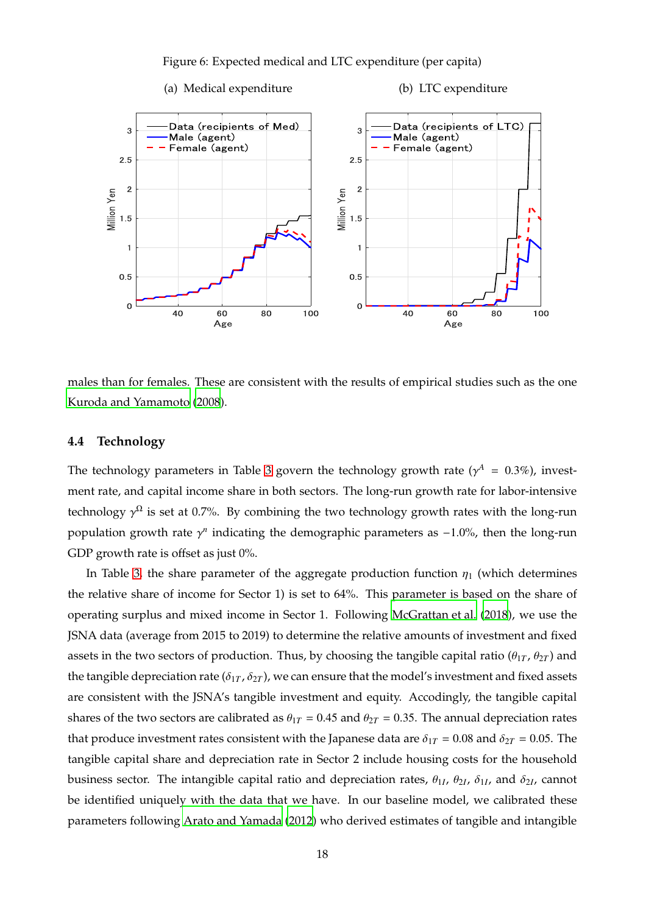Figure 6: Expected medical and LTC expenditure (per capita)

(a) Medical expenditure

(b) LTC expenditure

males than for females. These are consistent with the results of empirical studies such as the one Kuroda and Yamamoto (2008).

### 4.4 Technology

The technology parameters in Table 3 govern the technology growth rate ($\gamma^A = 0.3\%$), investment rate, and capital income share in both sectors. The long-run growth rate for labor-intensive technology $\gamma^\Omega$ is set at 0.7%. By combining the two technology growth rates with the long-run population growth rate $\gamma^n$ indicating the demographic parameters as $-1.0\%$, then the long-run GDP growth rate is offset as just 0%.

In Table 3, the share parameter of the aggregate production function $\eta_1$ (which determines the relative share of income for Sector 1) is set to 64%. This parameter is based on the share of operating surplus and mixed income in Sector 1. Following McGrattan et al. (2018), we use the JSNA data (average from 2015 to 2019) to determine the relative amounts of investment and fixed assets in the two sectors of production. Thus, by choosing the tangible capital ratio ($\theta_{1T}$, $\theta_{2T}$) and the tangible depreciation rate ($\delta_{1T}$, $\delta_{2T}$), we can ensure that the model's investment and fixed assets are consistent with the JSNA's tangible investment and equity. Accodingly, the tangible capital shares of the two sectors are calibrated as $\theta_{1T} = 0.45$ and $\theta_{2T} = 0.35$. The annual depreciation rates that produce investment rates consistent with the Japanese data are $\delta_{1T} = 0.08$ and $\delta_{2T} = 0.05$. The tangible capital share and depreciation rate in Sector 2 include housing costs for the household business sector. The intangible capital ratio and depreciation rates, $\theta_{1I}$, $\theta_{2I}$, $\delta_{1I}$, and $\delta_{2I}$, cannot be identified uniquely with the data that we have. In our baseline model, we calibrated these parameters following Arato and Yamada (2012) who derived estimates of tangible and intangible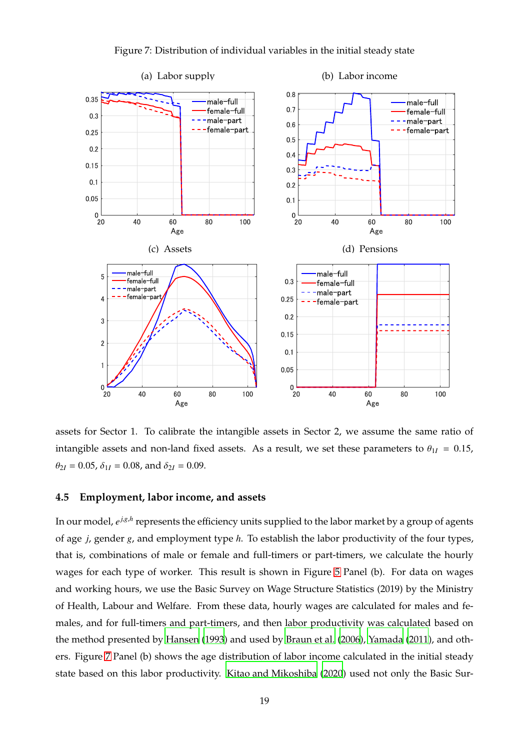Figure 7: Distribution of individual variables in the initial steady state

(a) Labor supply

(b) Labor income

(c) Assets

(d) Pensions

assets for Sector 1. To calibrate the intangible assets in Sector 2, we assume the same ratio of intangible assets and non-land fixed assets. As a result, we set these parameters to $\theta_{1I} = 0.15$, $\theta_{2I} = 0.05$, $\delta_{1I} = 0.08$, and $\delta_{2I} = 0.09$.

## 4.5 Employment, labor income, and assets

In our model, $e^{j,g,h}$ represents the efficiency units supplied to the labor market by a group of agents of age $j$, gender $g$, and employment type $h$. To establish the labor productivity of the four types, that is, combinations of male or female and full-timers or part-timers, we calculate the hourly wages for each type of worker. This result is shown in Figure 5 Panel (b). For data on wages and working hours, we use the Basic Survey on Wage Structure Statistics (2019) by the Ministry of Health, Labour and Welfare. From these data, hourly wages are calculated for males and females, and for full-timers and part-timers, and then labor productivity was calculated based on the method presented by Hansen (1993) and used by Braun et al. (2006), Yamada (2011), and others. Figure 7 Panel (b) shows the age distribution of labor income calculated in the initial steady state based on this labor productivity. Kitao and Mikoshiba (2020) used not only the Basic Sur-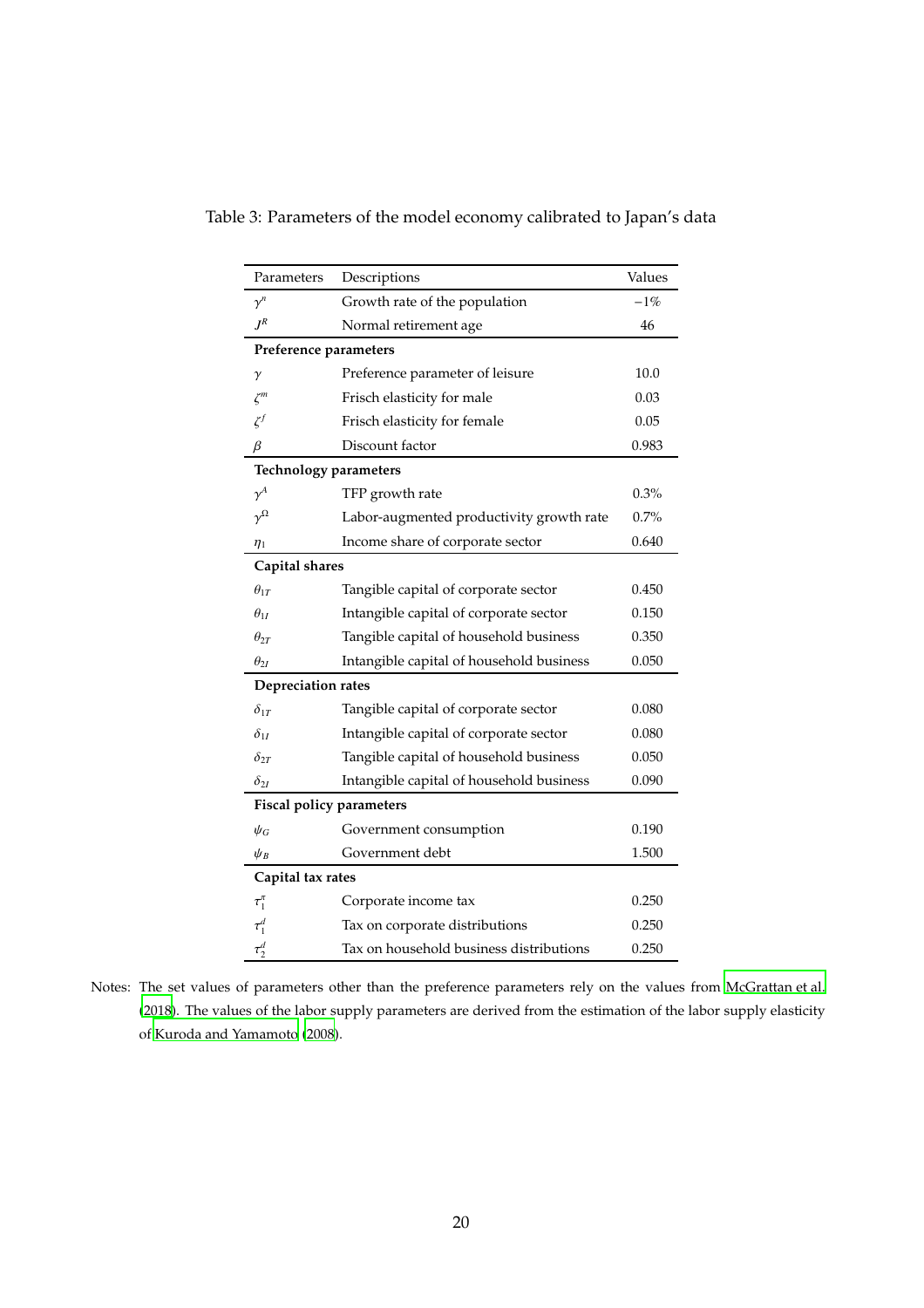Table 3: Parameters of the model economy calibrated to Japan's data

| Parameters | Descriptions | Values |
|---|---|---|
| $\gamma^n$ | Growth rate of the population | $-1\%$ |
| $J^R$ | Normal retirement age | 46 |
| **Preference parameters** | | |
| $\gamma$ | Preference parameter of leisure | 10.0 |
| $\zeta^m$ | Frisch elasticity for male | 0.03 |
| $\zeta^f$ | Frisch elasticity for female | 0.05 |
| $\beta$ | Discount factor | 0.983 |
| **Technology parameters** | | |
| $\gamma^A$ | TFP growth rate | 0.3% |
| $\gamma^\Omega$ | Labor-augmented productivity growth rate | 0.7% |
| $\eta_1$ | Income share of corporate sector | 0.640 |
| **Capital shares** | | |
| $\theta_{1T}$ | Tangible capital of corporate sector | 0.450 |
| $\theta_{1I}$ | Intangible capital of corporate sector | 0.150 |
| $\theta_{2T}$ | Tangible capital of household business | 0.350 |
| $\theta_{2I}$ | Intangible capital of household business | 0.050 |
| **Depreciation rates** | | |
| $\delta_{1T}$ | Tangible capital of corporate sector | 0.080 |
| $\delta_{1I}$ | Intangible capital of corporate sector | 0.080 |
| $\delta_{2T}$ | Tangible capital of household business | 0.050 |
| $\delta_{2I}$ | Intangible capital of household business | 0.090 |
| **Fiscal policy parameters** | | |
| $\psi_G$ | Government consumption | 0.190 |
| $\psi_B$ | Government debt | 1.500 |
| **Capital tax rates** | | |
| $\tau_1^\pi$ | Corporate income tax | 0.250 |
| $\tau_1^d$ | Tax on corporate distributions | 0.250 |
| $\tau_2^d$ | Tax on household business distributions | 0.250 |

Notes: The set values of parameters other than the preference parameters rely on the values from McGrattan et al. (2018). The values of the labor supply parameters are derived from the estimation of the labor supply elasticity of Kuroda and Yamamoto (2008).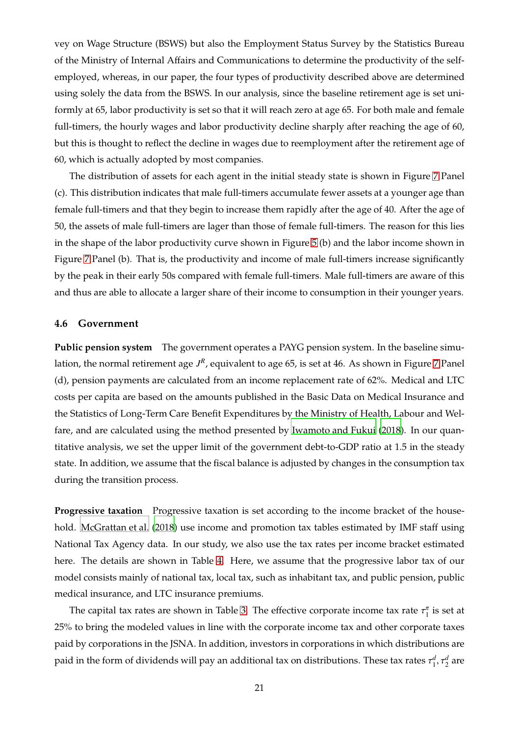vey on Wage Structure (BSWS) but also the Employment Status Survey by the Statistics Bureau of the Ministry of Internal Affairs and Communications to determine the productivity of the self-employed, whereas, in our paper, the four types of productivity described above are determined using solely the data from the BSWS. In our analysis, since the baseline retirement age is set uniformly at 65, labor productivity is set so that it will reach zero at age 65. For both male and female full-timers, the hourly wages and labor productivity decline sharply after reaching the age of 60, but this is thought to reflect the decline in wages due to reemployment after the retirement age of 60, which is actually adopted by most companies.

The distribution of assets for each agent in the initial steady state is shown in Figure 7 Panel (c). This distribution indicates that male full-timers accumulate fewer assets at a younger age than female full-timers and that they begin to increase them rapidly after the age of 40. After the age of 50, the assets of male full-timers are lager than those of female full-timers. The reason for this lies in the shape of the labor productivity curve shown in Figure 5 (b) and the labor income shown in Figure 7 Panel (b). That is, the productivity and income of male full-timers increase significantly by the peak in their early 50s compared with female full-timers. Male full-timers are aware of this and thus are able to allocate a larger share of their income to consumption in their younger years.

### 4.6 Government

**Public pension system** The government operates a PAYG pension system. In the baseline simulation, the normal retirement age $J^R$, equivalent to age 65, is set at 46. As shown in Figure 7 Panel (d), pension payments are calculated from an income replacement rate of 62%. Medical and LTC costs per capita are based on the amounts published in the Basic Data on Medical Insurance and the Statistics of Long-Term Care Benefit Expenditures by the Ministry of Health, Labour and Welfare, and are calculated using the method presented by Iwamoto and Fukui (2018). In our quantitative analysis, we set the upper limit of the government debt-to-GDP ratio at 1.5 in the steady state. In addition, we assume that the fiscal balance is adjusted by changes in the consumption tax during the transition process.

**Progressive taxation** Progressive taxation is set according to the income bracket of the household. McGrattan et al. (2018) use income and promotion tax tables estimated by IMF staff using National Tax Agency data. In our study, we also use the tax rates per income bracket estimated here. The details are shown in Table 4. Here, we assume that the progressive labor tax of our model consists mainly of national tax, local tax, such as inhabitant tax, and public pension, public medical insurance, and LTC insurance premiums.

The capital tax rates are shown in Table 3. The effective corporate income tax rate $\tau_1^\pi$ is set at 25% to bring the modeled values in line with the corporate income tax and other corporate taxes paid by corporations in the JSNA. In addition, investors in corporations in which distributions are paid in the form of dividends will pay an additional tax on distributions. These tax rates $\tau_1^d, \tau_2^d$ are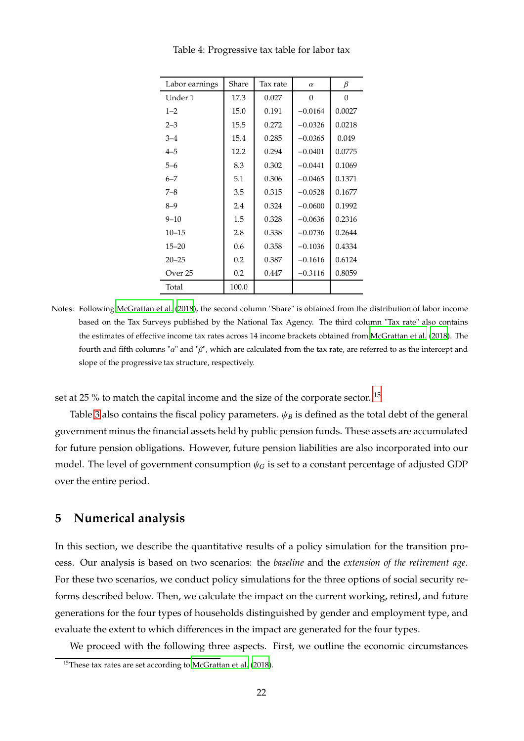Table 4: Progressive tax table for labor tax

| Labor earnings | Share | Tax rate | $\alpha$ | $\beta$ |
|---|---|---|---|---|
| Under 1 | 17.3 | 0.027 | 0 | 0 |
| 1–2 | 15.0 | 0.191 | −0.0164 | 0.0027 |
| 2–3 | 15.5 | 0.272 | −0.0326 | 0.0218 |
| 3–4 | 15.4 | 0.285 | −0.0365 | 0.049 |
| 4–5 | 12.2 | 0.294 | −0.0401 | 0.0775 |
| 5–6 | 8.3 | 0.302 | −0.0441 | 0.1069 |
| 6–7 | 5.1 | 0.306 | −0.0465 | 0.1371 |
| 7–8 | 3.5 | 0.315 | −0.0528 | 0.1677 |
| 8–9 | 2.4 | 0.324 | −0.0600 | 0.1992 |
| 9–10 | 1.5 | 0.328 | −0.0636 | 0.2316 |
| 10–15 | 2.8 | 0.338 | −0.0736 | 0.2644 |
| 15–20 | 0.6 | 0.358 | −0.1036 | 0.4334 |
| 20–25 | 0.2 | 0.387 | −0.1616 | 0.6124 |
| Over 25 | 0.2 | 0.447 | −0.3116 | 0.8059 |
| Total | 100.0 | | | |

Notes: Following McGrattan et al. (2018), the second column "Share" is obtained from the distribution of labor income based on the Tax Surveys published by the National Tax Agency. The third column "Tax rate" also contains the estimates of effective income tax rates across 14 income brackets obtained from McGrattan et al. (2018). The fourth and fifth columns "$\alpha$" and "$\beta$", which are calculated from the tax rate, are referred to as the intercept and slope of the progressive tax structure, respectively.

set at 25 % to match the capital income and the size of the corporate sector.[15]

Table 3 also contains the fiscal policy parameters. $\psi_B$ is defined as the total debt of the general government minus the financial assets held by public pension funds. These assets are accumulated for future pension obligations. However, future pension liabilities are also incorporated into our model. The level of government consumption $\psi_G$ is set to a constant percentage of adjusted GDP over the entire period.

## 5 Numerical analysis

In this section, we describe the quantitative results of a policy simulation for the transition process. Our analysis is based on two scenarios: the *baseline* and the *extension of the retirement age*. For these two scenarios, we conduct policy simulations for the three options of social security reforms described below. Then, we calculate the impact on the current working, retired, and future generations for the four types of households distinguished by gender and employment type, and evaluate the extent to which differences in the impact are generated for the four types.

We proceed with the following three aspects. First, we outline the economic circumstances

[15] These tax rates are set according to McGrattan et al. (2018).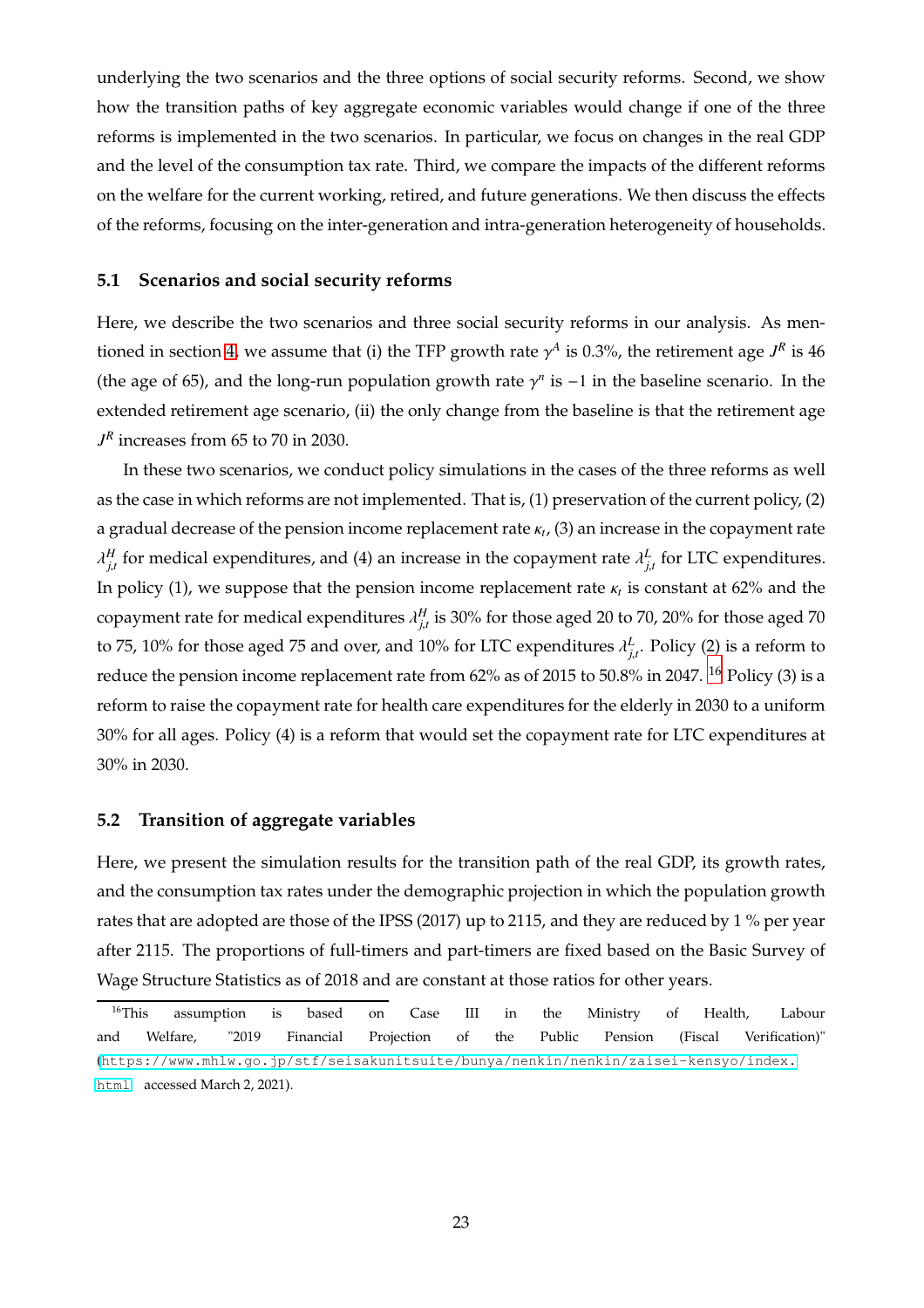underlying the two scenarios and the three options of social security reforms. Second, we show how the transition paths of key aggregate economic variables would change if one of the three reforms is implemented in the two scenarios. In particular, we focus on changes in the real GDP and the level of the consumption tax rate. Third, we compare the impacts of the different reforms on the welfare for the current working, retired, and future generations. We then discuss the effects of the reforms, focusing on the inter-generation and intra-generation heterogeneity of households.

### 5.1 Scenarios and social security reforms

Here, we describe the two scenarios and three social security reforms in our analysis. As mentioned in section 4, we assume that (i) the TFP growth rate $\gamma^A$ is 0.3%, the retirement age $J^R$ is 46 (the age of 65), and the long-run population growth rate $\gamma^n$ is $-1$ in the baseline scenario. In the extended retirement age scenario, (ii) the only change from the baseline is that the retirement age $J^R$ increases from 65 to 70 in 2030.

In these two scenarios, we conduct policy simulations in the cases of the three reforms as well as the case in which reforms are not implemented. That is, (1) preservation of the current policy, (2) a gradual decrease of the pension income replacement rate $\kappa_t$, (3) an increase in the copayment rate $\lambda^H_{j,t}$ for medical expenditures, and (4) an increase in the copayment rate $\lambda^L_{j,t}$ for LTC expenditures. In policy (1), we suppose that the pension income replacement rate $\kappa_t$ is constant at 62% and the copayment rate for medical expenditures $\lambda^H_{j,t}$ is 30% for those aged 20 to 70, 20% for those aged 70 to 75, 10% for those aged 75 and over, and 10% for LTC expenditures $\lambda^L_{j,t}$. Policy (2) is a reform to reduce the pension income replacement rate from 62% as of 2015 to 50.8% in 2047. [16] Policy (3) is a reform to raise the copayment rate for health care expenditures for the elderly in 2030 to a uniform 30% for all ages. Policy (4) is a reform that would set the copayment rate for LTC expenditures at 30% in 2030.

### 5.2 Transition of aggregate variables

Here, we present the simulation results for the transition path of the real GDP, its growth rates, and the consumption tax rates under the demographic projection in which the population growth rates that are adopted are those of the IPSS (2017) up to 2115, and they are reduced by 1 % per year after 2115. The proportions of full-timers and part-timers are fixed based on the Basic Survey of Wage Structure Statistics as of 2018 and are constant at those ratios for other years.

[16] This assumption is based on Case III in the Ministry of Health, Labour and Welfare, "2019 Financial Projection of the Public Pension (Fiscal Verification)" (https://www.mhlw.go.jp/stf/seisakunitsuite/bunya/nenkin/nenkin/zaisei-kensyo/index.html, accessed March 2, 2021).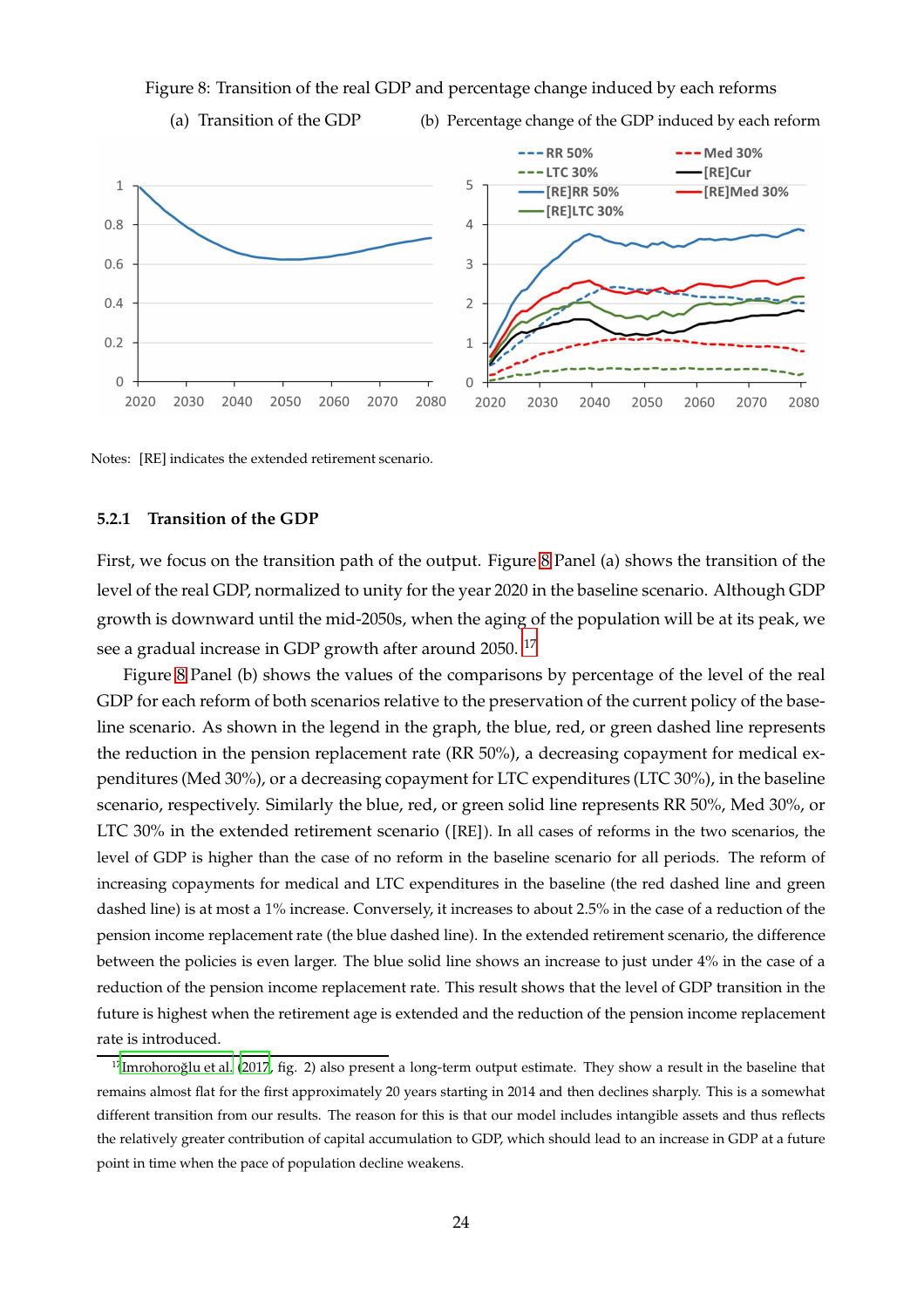Figure 8: Transition of the real GDP and percentage change induced by each reforms

(a) Transition of the GDP (b) Percentage change of the GDP induced by each reform

Notes: [RE] indicates the extended retirement scenario.

### 5.2.1 Transition of the GDP

First, we focus on the transition path of the output. Figure 8 Panel (a) shows the transition of the level of the real GDP, normalized to unity for the year 2020 in the baseline scenario. Although GDP growth is downward until the mid-2050s, when the aging of the population will be at its peak, we see a gradual increase in GDP growth after around 2050. [17]

Figure 8 Panel (b) shows the values of the comparisons by percentage of the level of the real GDP for each reform of both scenarios relative to the preservation of the current policy of the baseline scenario. As shown in the legend in the graph, the blue, red, or green dashed line represents the reduction in the pension replacement rate (RR 50%), a decreasing copayment for medical expenditures (Med 30%), or a decreasing copayment for LTC expenditures (LTC 30%), in the baseline scenario, respectively. Similarly the blue, red, or green solid line represents RR 50%, Med 30%, or LTC 30% in the extended retirement scenario ([RE]). In all cases of reforms in the two scenarios, the level of GDP is higher than the case of no reform in the baseline scenario for all periods. The reform of increasing copayments for medical and LTC expenditures in the baseline (the red dashed line and green dashed line) is at most a 1% increase. Conversely, it increases to about 2.5% in the case of a reduction of the pension income replacement rate (the blue dashed line). In the extended retirement scenario, the difference between the policies is even larger. The blue solid line shows an increase to just under 4% in the case of a reduction of the pension income replacement rate. This result shows that the level of GDP transition in the future is highest when the retirement age is extended and the reduction of the pension income replacement rate is introduced.

[17] Imrohoroğlu et al. (2017, fig. 2) also present a long-term output estimate. They show a result in the baseline that remains almost flat for the first approximately 20 years starting in 2014 and then declines sharply. This is a somewhat different transition from our results. The reason for this is that our model includes intangible assets and thus reflects the relatively greater contribution of capital accumulation to GDP, which should lead to an increase in GDP at a future point in time when the pace of population decline weakens.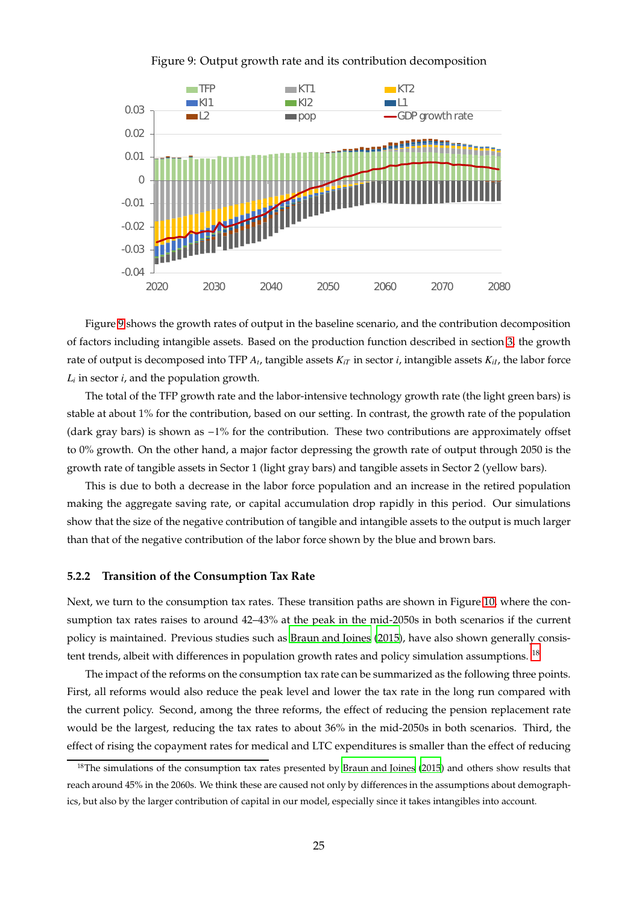Figure 9: Output growth rate and its contribution decomposition

Figure 9 shows the growth rates of output in the baseline scenario, and the contribution decomposition of factors including intangible assets. Based on the production function described in section 3, the growth rate of output is decomposed into TFP $A_t$, tangible assets $K_{iT}$ in sector $i$, intangible assets $K_{iI}$, the labor force $L_i$ in sector $i$, and the population growth.

The total of the TFP growth rate and the labor-intensive technology growth rate (the light green bars) is stable at about 1% for the contribution, based on our setting. In contrast, the growth rate of the population (dark gray bars) is shown as −1% for the contribution. These two contributions are approximately offset to 0% growth. On the other hand, a major factor depressing the growth rate of output through 2050 is the growth rate of tangible assets in Sector 1 (light gray bars) and tangible assets in Sector 2 (yellow bars).

This is due to both a decrease in the labor force population and an increase in the retired population making the aggregate saving rate, or capital accumulation drop rapidly in this period. Our simulations show that the size of the negative contribution of tangible and intangible assets to the output is much larger than that of the negative contribution of the labor force shown by the blue and brown bars.

### 5.2.2 Transition of the Consumption Tax Rate

Next, we turn to the consumption tax rates. These transition paths are shown in Figure 10, where the consumption tax rates raises to around 42–43% at the peak in the mid-2050s in both scenarios if the current policy is maintained. Previous studies such as Braun and Joines (2015), have also shown generally consistent trends, albeit with differences in population growth rates and policy simulation assumptions. [18]

The impact of the reforms on the consumption tax rate can be summarized as the following three points. First, all reforms would also reduce the peak level and lower the tax rate in the long run compared with the current policy. Second, among the three reforms, the effect of reducing the pension replacement rate would be the largest, reducing the tax rates to about 36% in the mid-2050s in both scenarios. Third, the effect of rising the copayment rates for medical and LTC expenditures is smaller than the effect of reducing

[18] The simulations of the consumption tax rates presented by Braun and Joines (2015) and others show results that reach around 45% in the 2060s. We think these are caused not only by differences in the assumptions about demographics, but also by the larger contribution of capital in our model, especially since it takes intangibles into account.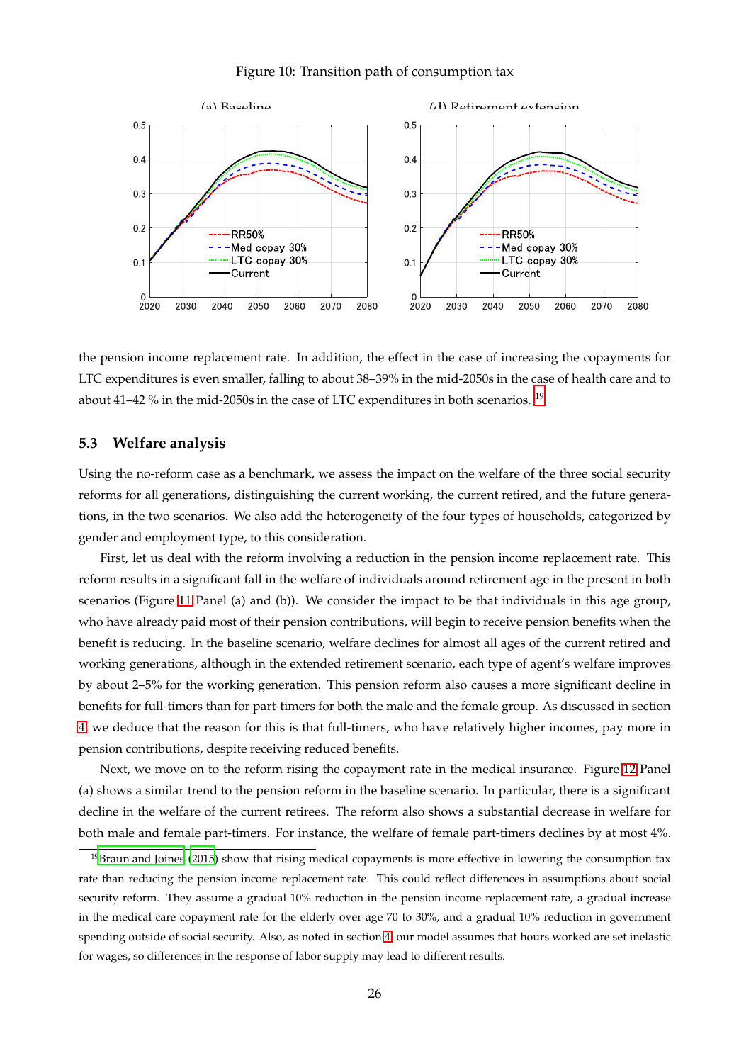Figure 10: Transition path of consumption tax

the pension income replacement rate. In addition, the effect in the case of increasing the copayments for LTC expenditures is even smaller, falling to about 38–39% in the mid-2050s in the case of health care and to about 41–42 % in the mid-2050s in the case of LTC expenditures in both scenarios. [19]

## 5.3 Welfare analysis

Using the no-reform case as a benchmark, we assess the impact on the welfare of the three social security reforms for all generations, distinguishing the current working, the current retired, and the future generations, in the two scenarios. We also add the heterogeneity of the four types of households, categorized by gender and employment type, to this consideration.

First, let us deal with the reform involving a reduction in the pension income replacement rate. This reform results in a significant fall in the welfare of individuals around retirement age in the present in both scenarios (Figure 11 Panel (a) and (b)). We consider the impact to be that individuals in this age group, who have already paid most of their pension contributions, will begin to receive pension benefits when the benefit is reducing. In the baseline scenario, welfare declines for almost all ages of the current retired and working generations, although in the extended retirement scenario, each type of agent's welfare improves by about 2–5% for the working generation. This pension reform also causes a more significant decline in benefits for full-timers than for part-timers for both the male and the female group. As discussed in section 4, we deduce that the reason for this is that full-timers, who have relatively higher incomes, pay more in pension contributions, despite receiving reduced benefits.

Next, we move on to the reform rising the copayment rate in the medical insurance. Figure 12 Panel (a) shows a similar trend to the pension reform in the baseline scenario. In particular, there is a significant decline in the welfare of the current retirees. The reform also shows a substantial decrease in welfare for both male and female part-timers. For instance, the welfare of female part-timers declines by at most 4%.

[19] Braun and Joines (2015) show that rising medical copayments is more effective in lowering the consumption tax rate than reducing the pension income replacement rate. This could reflect differences in assumptions about social security reform. They assume a gradual 10% reduction in the pension income replacement rate, a gradual increase in the medical care copayment rate for the elderly over age 70 to 30%, and a gradual 10% reduction in government spending outside of social security. Also, as noted in section 4, our model assumes that hours worked are set inelastic for wages, so differences in the response of labor supply may lead to different results.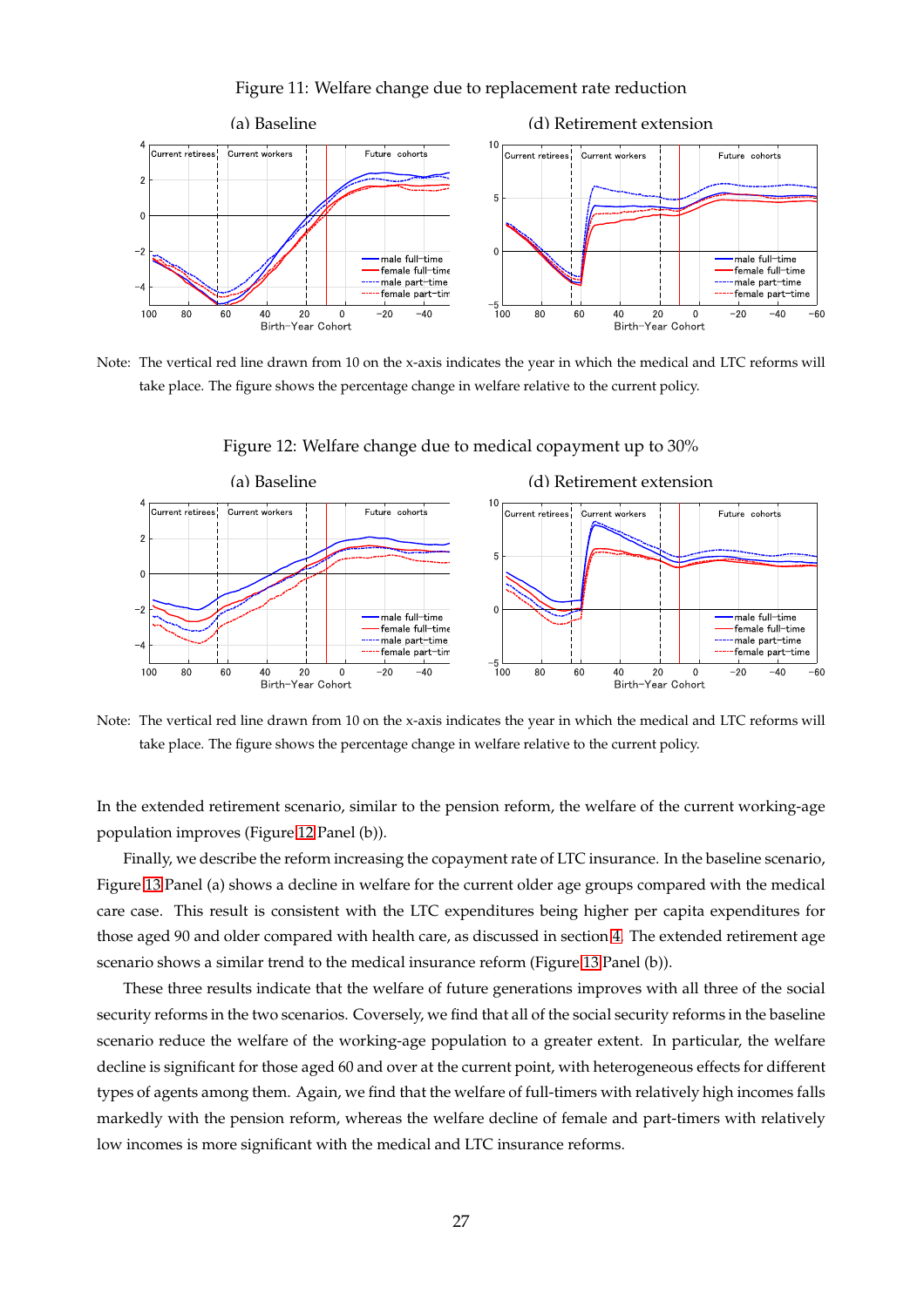Figure 11: Welfare change due to replacement rate reduction

(a) Baseline

(d) Retirement extension

Note: The vertical red line drawn from 10 on the x-axis indicates the year in which the medical and LTC reforms will take place. The figure shows the percentage change in welfare relative to the current policy.

Figure 12: Welfare change due to medical copayment up to 30%

(a) Baseline

(d) Retirement extension

Note: The vertical red line drawn from 10 on the x-axis indicates the year in which the medical and LTC reforms will take place. The figure shows the percentage change in welfare relative to the current policy.

In the extended retirement scenario, similar to the pension reform, the welfare of the current working-age population improves (Figure 12 Panel (b)).

Finally, we describe the reform increasing the copayment rate of LTC insurance. In the baseline scenario, Figure 13 Panel (a) shows a decline in welfare for the current older age groups compared with the medical care case. This result is consistent with the LTC expenditures being higher per capita expenditures for those aged 90 and older compared with health care, as discussed in section 4. The extended retirement age scenario shows a similar trend to the medical insurance reform (Figure 13 Panel (b)).

These three results indicate that the welfare of future generations improves with all three of the social security reforms in the two scenarios. Coversely, we find that all of the social security reforms in the baseline scenario reduce the welfare of the working-age population to a greater extent. In particular, the welfare decline is significant for those aged 60 and over at the current point, with heterogeneous effects for different types of agents among them. Again, we find that the welfare of full-timers with relatively high incomes falls markedly with the pension reform, whereas the welfare decline of female and part-timers with relatively low incomes is more significant with the medical and LTC insurance reforms.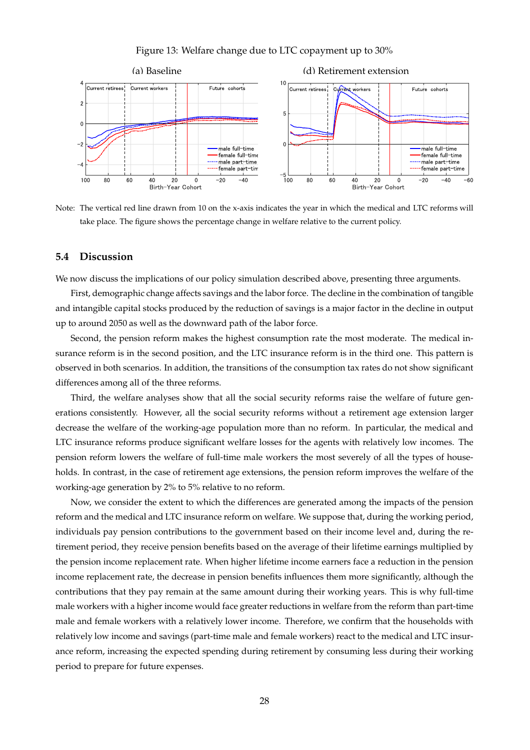Figure 13: Welfare change due to LTC copayment up to 30%

Note: The vertical red line drawn from 10 on the x-axis indicates the year in which the medical and LTC reforms will take place. The figure shows the percentage change in welfare relative to the current policy.

### 5.4 Discussion

We now discuss the implications of our policy simulation described above, presenting three arguments.

First, demographic change affects savings and the labor force. The decline in the combination of tangible and intangible capital stocks produced by the reduction of savings is a major factor in the decline in output up to around 2050 as well as the downward path of the labor force.

Second, the pension reform makes the highest consumption rate the most moderate. The medical insurance reform is in the second position, and the LTC insurance reform is in the third one. This pattern is observed in both scenarios. In addition, the transitions of the consumption tax rates do not show significant differences among all of the three reforms.

Third, the welfare analyses show that all the social security reforms raise the welfare of future generations consistently. However, all the social security reforms without a retirement age extension larger decrease the welfare of the working-age population more than no reform. In particular, the medical and LTC insurance reforms produce significant welfare losses for the agents with relatively low incomes. The pension reform lowers the welfare of full-time male workers the most severely of all the types of households. In contrast, in the case of retirement age extensions, the pension reform improves the welfare of the working-age generation by 2% to 5% relative to no reform.

Now, we consider the extent to which the differences are generated among the impacts of the pension reform and the medical and LTC insurance reform on welfare. We suppose that, during the working period, individuals pay pension contributions to the government based on their income level and, during the retirement period, they receive pension benefits based on the average of their lifetime earnings multiplied by the pension income replacement rate. When higher lifetime income earners face a reduction in the pension income replacement rate, the decrease in pension benefits influences them more significantly, although the contributions that they pay remain at the same amount during their working years. This is why full-time male workers with a higher income would face greater reductions in welfare from the reform than part-time male and female workers with a relatively lower income. Therefore, we confirm that the households with relatively low income and savings (part-time male and female workers) react to the medical and LTC insurance reform, increasing the expected spending during retirement by consuming less during their working period to prepare for future expenses.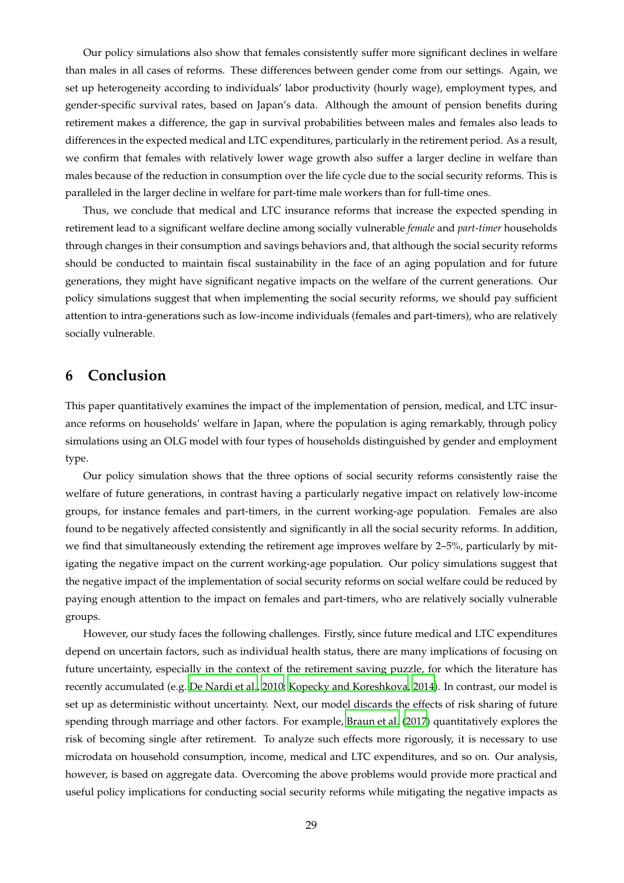Our policy simulations also show that females consistently suffer more significant declines in welfare than males in all cases of reforms. These differences between gender come from our settings. Again, we set up heterogeneity according to individuals' labor productivity (hourly wage), employment types, and gender-specific survival rates, based on Japan's data. Although the amount of pension benefits during retirement makes a difference, the gap in survival probabilities between males and females also leads to differences in the expected medical and LTC expenditures, particularly in the retirement period. As a result, we confirm that females with relatively lower wage growth also suffer a larger decline in welfare than males because of the reduction in consumption over the life cycle due to the social security reforms. This is paralleled in the larger decline in welfare for part-time male workers than for full-time ones.

Thus, we conclude that medical and LTC insurance reforms that increase the expected spending in retirement lead to a significant welfare decline among socially vulnerable *female* and *part-timer* households through changes in their consumption and savings behaviors and, that although the social security reforms should be conducted to maintain fiscal sustainability in the face of an aging population and for future generations, they might have significant negative impacts on the welfare of the current generations. Our policy simulations suggest that when implementing the social security reforms, we should pay sufficient attention to intra-generations such as low-income individuals (females and part-timers), who are relatively socially vulnerable.

# 6 Conclusion

This paper quantitatively examines the impact of the implementation of pension, medical, and LTC insurance reforms on households' welfare in Japan, where the population is aging remarkably, through policy simulations using an OLG model with four types of households distinguished by gender and employment type.

Our policy simulation shows that the three options of social security reforms consistently raise the welfare of future generations, in contrast having a particularly negative impact on relatively low-income groups, for instance females and part-timers, in the current working-age population. Females are also found to be negatively affected consistently and significantly in all the social security reforms. In addition, we find that simultaneously extending the retirement age improves welfare by 2–5%, particularly by mitigating the negative impact on the current working-age population. Our policy simulations suggest that the negative impact of the implementation of social security reforms on social welfare could be reduced by paying enough attention to the impact on females and part-timers, who are relatively socially vulnerable groups.

However, our study faces the following challenges. Firstly, since future medical and LTC expenditures depend on uncertain factors, such as individual health status, there are many implications of focusing on future uncertainty, especially in the context of the retirement saving puzzle, for which the literature has recently accumulated (e.g. De Nardi et al., 2010; Kopecky and Koreshkova, 2014). In contrast, our model is set up as deterministic without uncertainty. Next, our model discards the effects of risk sharing of future spending through marriage and other factors. For example, Braun et al. (2017) quantitatively explores the risk of becoming single after retirement. To analyze such effects more rigorously, it is necessary to use microdata on household consumption, income, medical and LTC expenditures, and so on. Our analysis, however, is based on aggregate data. Overcoming the above problems would provide more practical and useful policy implications for conducting social security reforms while mitigating the negative impacts as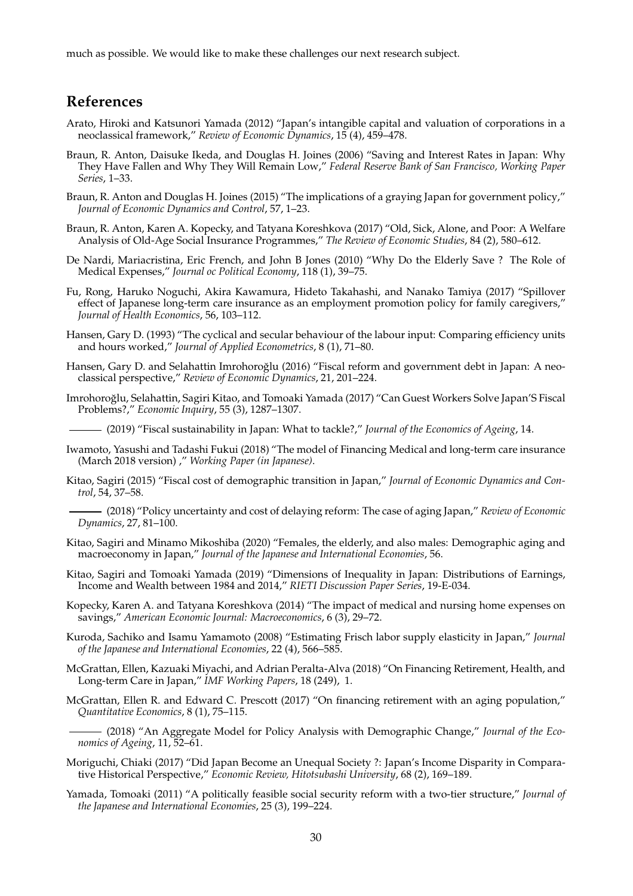much as possible. We would like to make these challenges our next research subject.

## References

Arato, Hiroki and Katsunori Yamada (2012) "Japan's intangible capital and valuation of corporations in a neoclassical framework," *Review of Economic Dynamics*, 15 (4), 459–478.

Braun, R. Anton, Daisuke Ikeda, and Douglas H. Joines (2006) "Saving and Interest Rates in Japan: Why They Have Fallen and Why They Will Remain Low," *Federal Reserve Bank of San Francisco, Working Paper Series*, 1–33.

Braun, R. Anton and Douglas H. Joines (2015) "The implications of a graying Japan for government policy," *Journal of Economic Dynamics and Control*, 57, 1–23.

Braun, R. Anton, Karen A. Kopecky, and Tatyana Koreshkova (2017) "Old, Sick, Alone, and Poor: A Welfare Analysis of Old-Age Social Insurance Programmes," *The Review of Economic Studies*, 84 (2), 580–612.

De Nardi, Mariacristina, Eric French, and John B Jones (2010) "Why Do the Elderly Save ? The Role of Medical Expenses," *Journal oc Political Economy*, 118 (1), 39–75.

Fu, Rong, Haruko Noguchi, Akira Kawamura, Hideto Takahashi, and Nanako Tamiya (2017) "Spillover effect of Japanese long-term care insurance as an employment promotion policy for family caregivers," *Journal of Health Economics*, 56, 103–112.

Hansen, Gary D. (1993) "The cyclical and secular behaviour of the labour input: Comparing efficiency units and hours worked," *Journal of Applied Econometrics*, 8 (1), 71–80.

Hansen, Gary D. and Selahattin Imrohoroğlu (2016) "Fiscal reform and government debt in Japan: A neoclassical perspective," *Review of Economic Dynamics*, 21, 201–224.

Imrohoroğlu, Selahattin, Sagiri Kitao, and Tomoaki Yamada (2017) "Can Guest Workers Solve Japan'S Fiscal Problems?," *Economic Inquiry*, 55 (3), 1287–1307.

——— (2019) "Fiscal sustainability in Japan: What to tackle?," *Journal of the Economics of Ageing*, 14.

Iwamoto, Yasushi and Tadashi Fukui (2018) "The model of Financing Medical and long-term care insurance (March 2018 version) ," *Working Paper (in Japanese)*.

Kitao, Sagiri (2015) "Fiscal cost of demographic transition in Japan," *Journal of Economic Dynamics and Control*, 54, 37–58.

——— (2018) "Policy uncertainty and cost of delaying reform: The case of aging Japan," *Review of Economic Dynamics*, 27, 81–100.

Kitao, Sagiri and Minamo Mikoshiba (2020) "Females, the elderly, and also males: Demographic aging and macroeconomy in Japan," *Journal of the Japanese and International Economies*, 56.

Kitao, Sagiri and Tomoaki Yamada (2019) "Dimensions of Inequality in Japan: Distributions of Earnings, Income and Wealth between 1984 and 2014," *RIETI Discussion Paper Series*, 19-E-034.

Kopecky, Karen A. and Tatyana Koreshkova (2014) "The impact of medical and nursing home expenses on savings," *American Economic Journal: Macroeconomics*, 6 (3), 29–72.

Kuroda, Sachiko and Isamu Yamamoto (2008) "Estimating Frisch labor supply elasticity in Japan," *Journal of the Japanese and International Economies*, 22 (4), 566–585.

McGrattan, Ellen, Kazuaki Miyachi, and Adrian Peralta-Alva (2018) "On Financing Retirement, Health, and Long-term Care in Japan," *IMF Working Papers*, 18 (249), 1.

McGrattan, Ellen R. and Edward C. Prescott (2017) "On financing retirement with an aging population," *Quantitative Economics*, 8 (1), 75–115.

——— (2018) "An Aggregate Model for Policy Analysis with Demographic Change," *Journal of the Economics of Ageing*, 11, 52–61.

Moriguchi, Chiaki (2017) "Did Japan Become an Unequal Society ?: Japan's Income Disparity in Comparative Historical Perspective," *Economic Review, Hitotsubashi University*, 68 (2), 169–189.

Yamada, Tomoaki (2011) "A politically feasible social security reform with a two-tier structure," *Journal of the Japanese and International Economies*, 25 (3), 199–224.